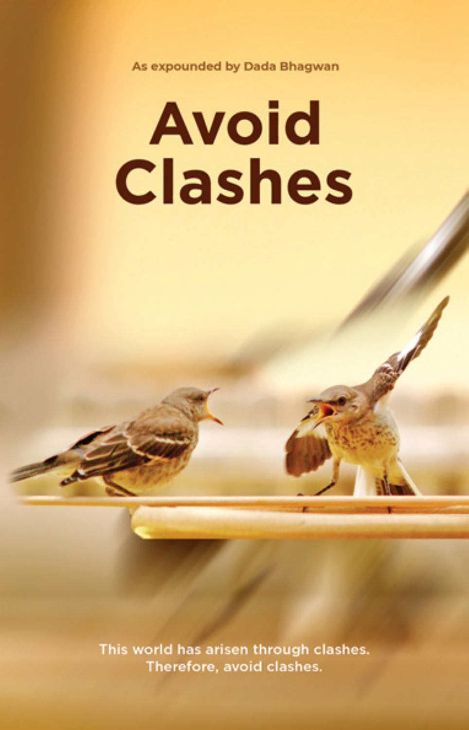As expounded by Dada Bhagwan

# Avoid Clashes

This world has arisen through clashes.
Therefore, avoid clashes.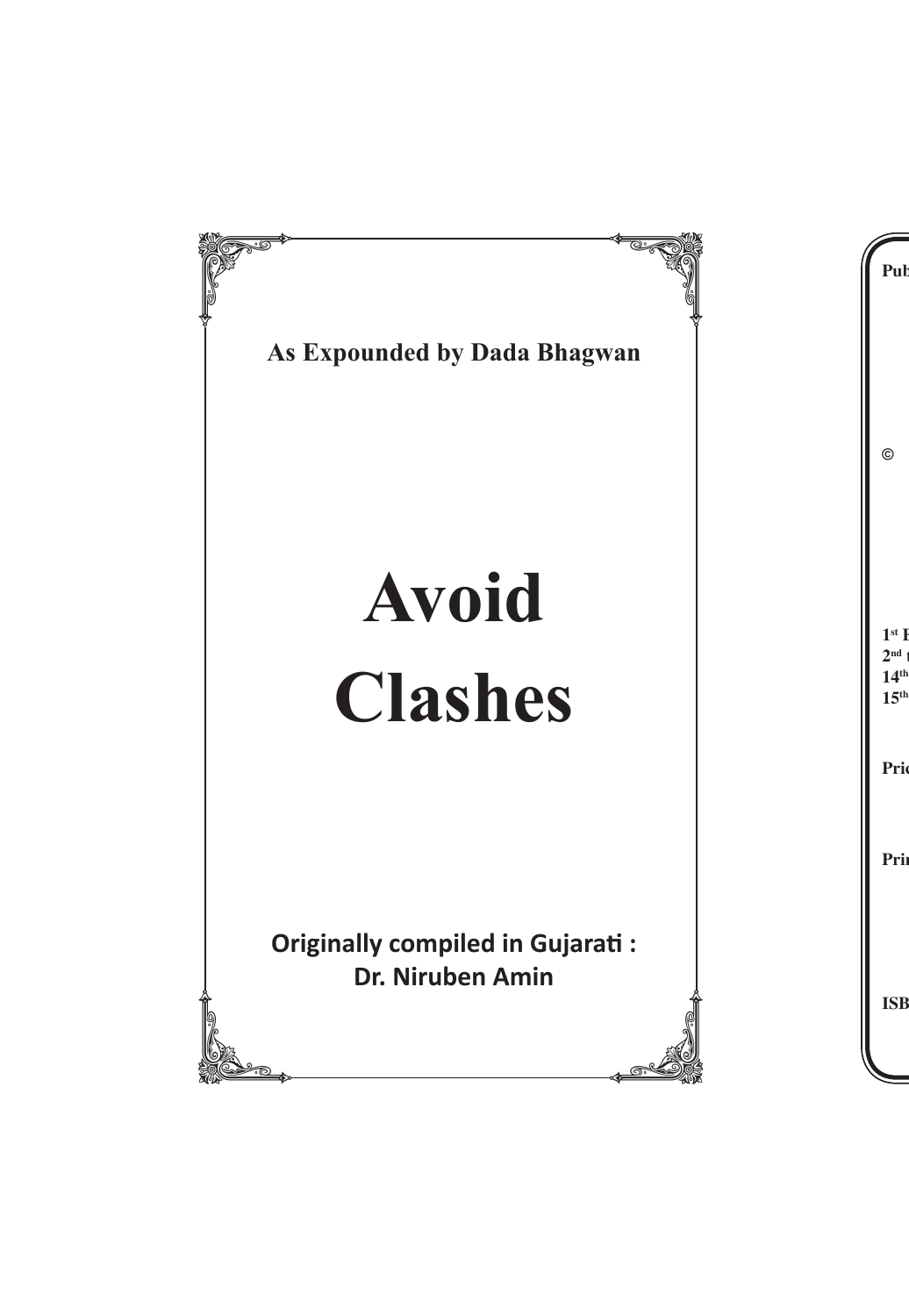As Expounded by Dada Bhagwan

# Avoid Clashes

**Originally compiled in Gujarati : Dr. Niruben Amin**

Pub

©

1st E
2nd
14th
15th

Pric

Prin

ISB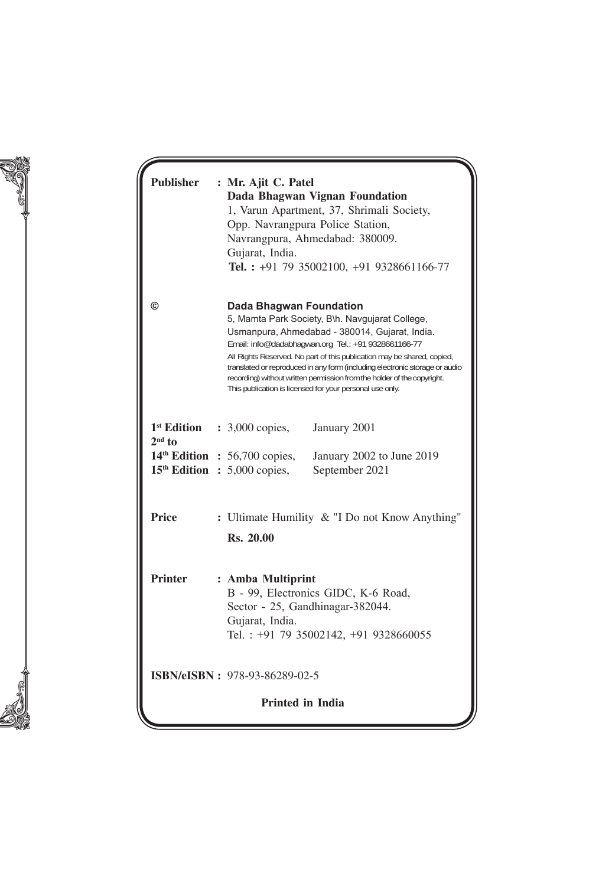**Publisher** : **Mr. Ajit C. Patel**
**Dada Bhagwan Vignan Foundation**
1, Varun Apartment, 37, Shrimali Society,
Opp. Navrangpura Police Station,
Navrangpura, Ahmedabad: 380009.
Gujarat, India.
**Tel. :** +91 79 35002100, +91 9328661166-77

© **Dada Bhagwan Foundation**
5, Mamta Park Society, B\h. Navgujarat College,
Usmanpura, Ahmedabad - 380014, Gujarat, India.
Email: info@dadabhagwan.org Tel.: +91 9328661166-77
All Rights Reserved. No part of this publication may be shared, copied, translated or reproduced in any form (including electronic storage or audio recording) without written permission from the holder of the copyright.
This publication is licensed for your personal use only.

| | | |
|---|---|---|
| **1st Edition** | : 3,000 copies, | January 2001 |
| **2nd to 14th Edition** | : 56,700 copies, | January 2002 to June 2019 |
| **15th Edition** | : 5,000 copies, | September 2021 |

**Price** : Ultimate Humility & "I Do not Know Anything"
**Rs. 20.00**

**Printer** : **Amba Multiprint**
B - 99, Electronics GIDC, K-6 Road,
Sector - 25, Gandhinagar-382044.
Gujarat, India.
Tel. : +91 79 35002142, +91 9328660055

**ISBN/eISBN :** 978-93-86289-02-5

**Printed in India**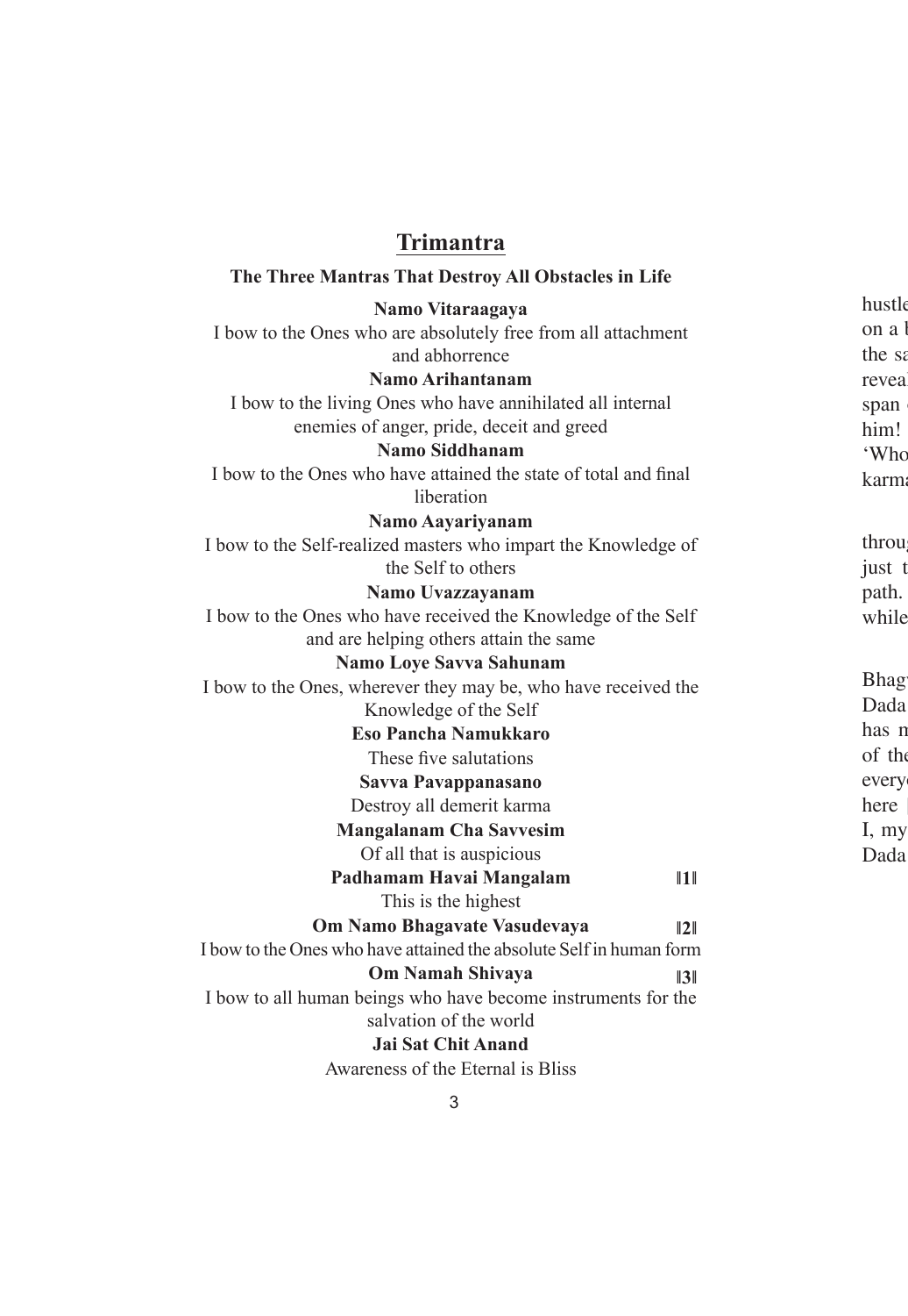## Trimantra

**The Three Mantras That Destroy All Obstacles in Life**

**Namo Vitaraagaya**
I bow to the Ones who are absolutely free from all attachment and abhorrence

**Namo Arihantanam**
I bow to the living Ones who have annihilated all internal enemies of anger, pride, deceit and greed

**Namo Siddhanam**
I bow to the Ones who have attained the state of total and final liberation

**Namo Aayariyanam**
I bow to the Self-realized masters who impart the Knowledge of the Self to others

**Namo Uvazzayanam**
I bow to the Ones who have received the Knowledge of the Self and are helping others attain the same

**Namo Loye Savva Sahunam**
I bow to the Ones, wherever they may be, who have received the Knowledge of the Self

**Eso Pancha Namukkaro**
These five salutations

**Savva Pavappanasano**
Destroy all demerit karma

**Mangalanam Cha Savvesim**
Of all that is auspicious

**Padhamam Havai Mangalam** ||1||
This is the highest

**Om Namo Bhagavate Vasudevaya** ||2||
I bow to the Ones who have attained the absolute Self in human form

**Om Namah Shivaya** ||3||
I bow to all human beings who have become instruments for the salvation of the world

**Jai Sat Chit Anand**
Awareness of the Eternal is Bliss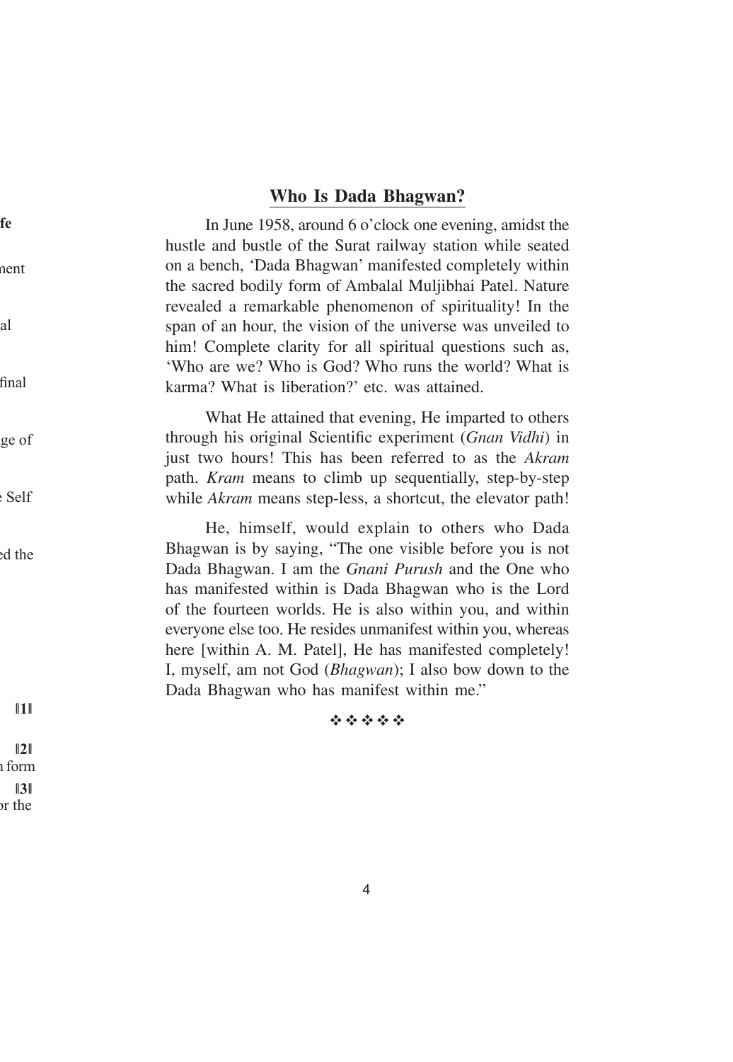## Who Is Dada Bhagwan?

In June 1958, around 6 o'clock one evening, amidst the hustle and bustle of the Surat railway station while seated on a bench, 'Dada Bhagwan' manifested completely within the sacred bodily form of Ambalal Muljibhai Patel. Nature revealed a remarkable phenomenon of spirituality! In the span of an hour, the vision of the universe was unveiled to him! Complete clarity for all spiritual questions such as, 'Who are we? Who is God? Who runs the world? What is karma? What is liberation?' etc. was attained.

What He attained that evening, He imparted to others through his original Scientific experiment (*Gnan Vidhi*) in just two hours! This has been referred to as the *Akram* path. *Kram* means to climb up sequentially, step-by-step while *Akram* means step-less, a shortcut, the elevator path!

He, himself, would explain to others who Dada Bhagwan is by saying, "The one visible before you is not Dada Bhagwan. I am the *Gnani Purush* and the One who has manifested within is Dada Bhagwan who is the Lord of the fourteen worlds. He is also within you, and within everyone else too. He resides unmanifest within you, whereas here [within A. M. Patel], He has manifested completely! I, myself, am not God (*Bhagwan*); I also bow down to the Dada Bhagwan who has manifest within me."

❖❖❖❖❖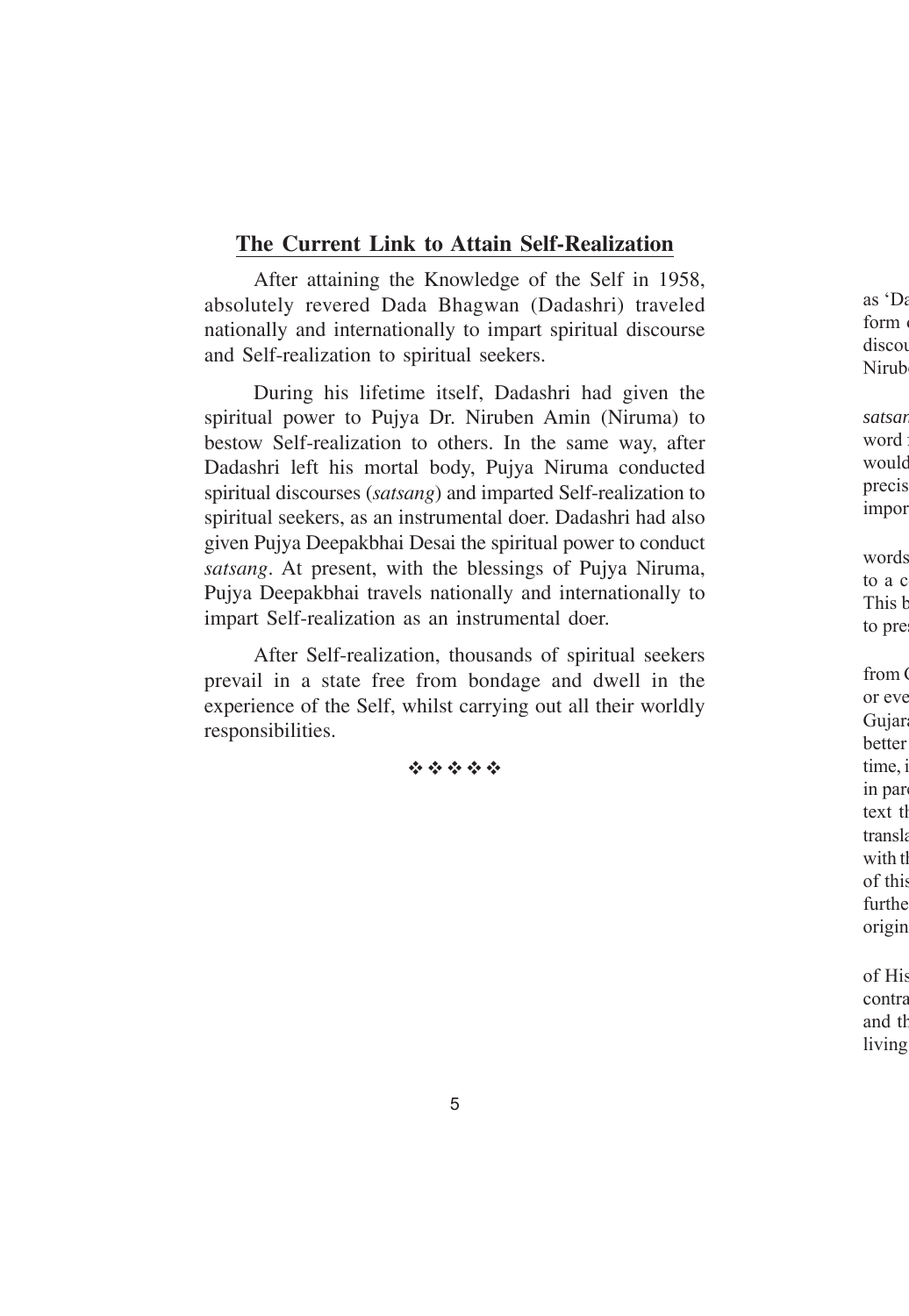## The Current Link to Attain Self-Realization

After attaining the Knowledge of the Self in 1958, absolutely revered Dada Bhagwan (Dadashri) traveled nationally and internationally to impart spiritual discourse and Self-realization to spiritual seekers.

During his lifetime itself, Dadashri had given the spiritual power to Pujya Dr. Niruben Amin (Niruma) to bestow Self-realization to others. In the same way, after Dadashri left his mortal body, Pujya Niruma conducted spiritual discourses (*satsang*) and imparted Self-realization to spiritual seekers, as an instrumental doer. Dadashri had also given Pujya Deepakbhai Desai the spiritual power to conduct *satsang*. At present, with the blessings of Pujya Niruma, Pujya Deepakbhai travels nationally and internationally to impart Self-realization as an instrumental doer.

After Self-realization, thousands of spiritual seekers prevail in a state free from bondage and dwell in the experience of the Self, whilst carrying out all their worldly responsibilities.

❖ ❖ ❖ ❖ ❖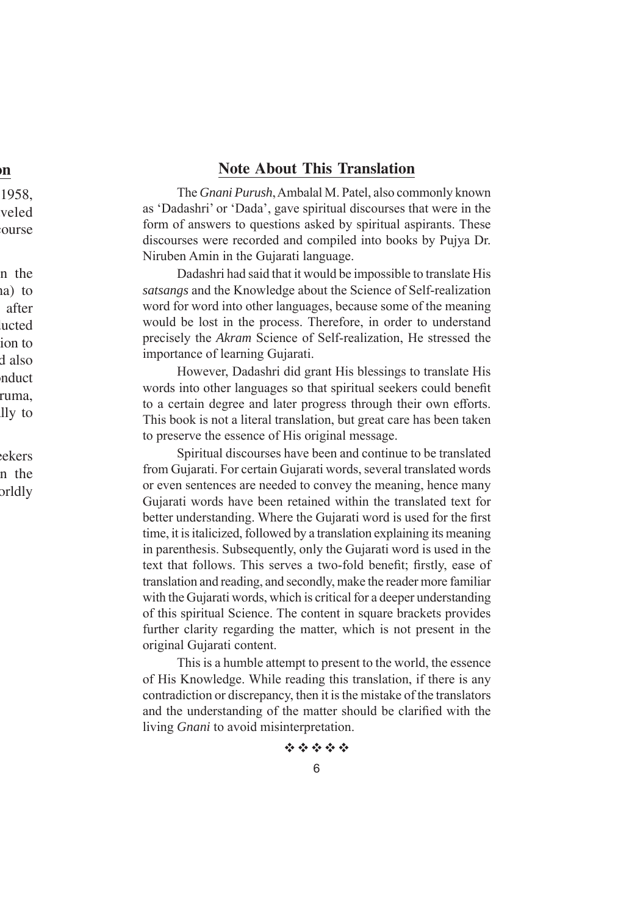## Note About This Translation

The *Gnani Purush*, Ambalal M. Patel, also commonly known as 'Dadashri' or 'Dada', gave spiritual discourses that were in the form of answers to questions asked by spiritual aspirants. These discourses were recorded and compiled into books by Pujya Dr. Niruben Amin in the Gujarati language.

Dadashri had said that it would be impossible to translate His *satsangs* and the Knowledge about the Science of Self-realization word for word into other languages, because some of the meaning would be lost in the process. Therefore, in order to understand precisely the *Akram* Science of Self-realization, He stressed the importance of learning Gujarati.

However, Dadashri did grant His blessings to translate His words into other languages so that spiritual seekers could benefit to a certain degree and later progress through their own efforts. This book is not a literal translation, but great care has been taken to preserve the essence of His original message.

Spiritual discourses have been and continue to be translated from Gujarati. For certain Gujarati words, several translated words or even sentences are needed to convey the meaning, hence many Gujarati words have been retained within the translated text for better understanding. Where the Gujarati word is used for the first time, it is italicized, followed by a translation explaining its meaning in parenthesis. Subsequently, only the Gujarati word is used in the text that follows. This serves a two-fold benefit; firstly, ease of translation and reading, and secondly, make the reader more familiar with the Gujarati words, which is critical for a deeper understanding of this spiritual Science. The content in square brackets provides further clarity regarding the matter, which is not present in the original Gujarati content.

This is a humble attempt to present to the world, the essence of His Knowledge. While reading this translation, if there is any contradiction or discrepancy, then it is the mistake of the translators and the understanding of the matter should be clarified with the living *Gnani* to avoid misinterpretation.

❖ ❖ ❖ ❖ ❖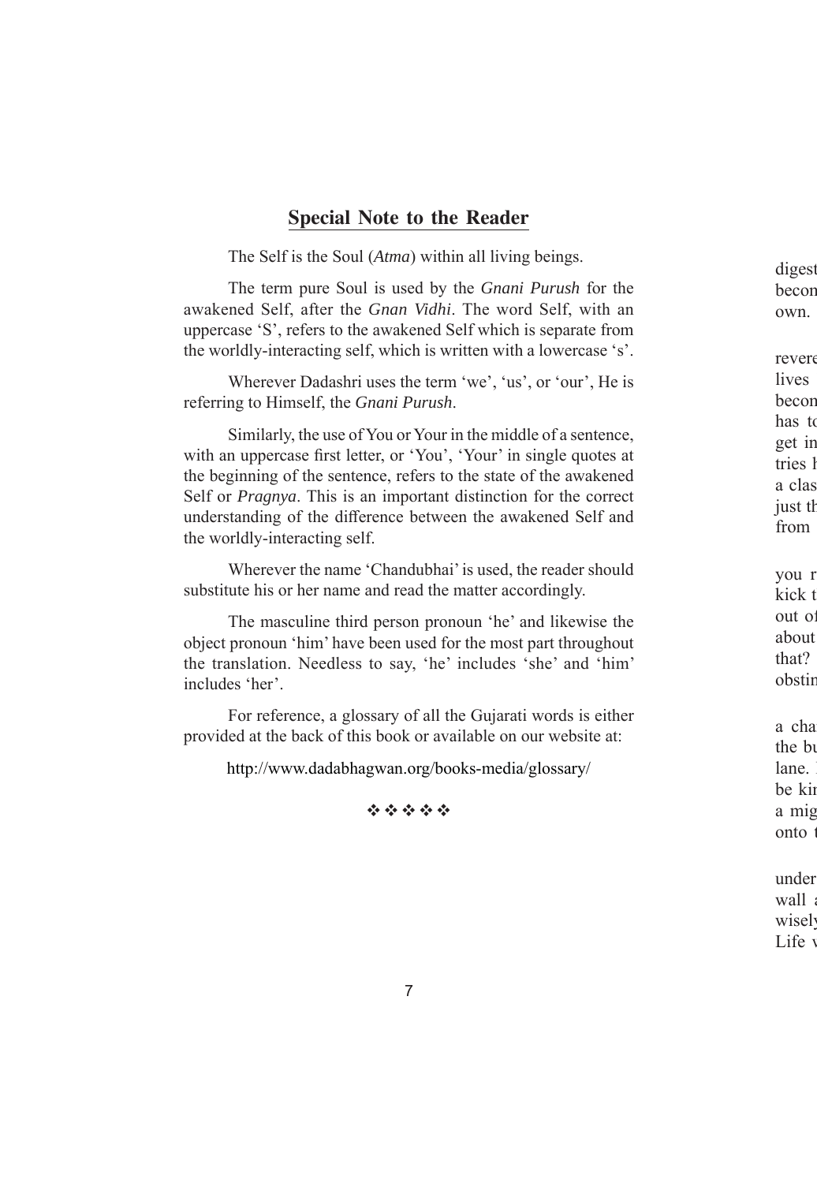## Special Note to the Reader

The Self is the Soul (*Atma*) within all living beings.

The term pure Soul is used by the *Gnani Purush* for the awakened Self, after the *Gnan Vidhi*. The word Self, with an uppercase 'S', refers to the awakened Self which is separate from the worldly-interacting self, which is written with a lowercase 's'.

Wherever Dadashri uses the term 'we', 'us', or 'our', He is referring to Himself, the *Gnani Purush*.

Similarly, the use of You or Your in the middle of a sentence, with an uppercase first letter, or 'You', 'Your' in single quotes at the beginning of the sentence, refers to the state of the awakened Self or *Pragnya*. This is an important distinction for the correct understanding of the difference between the awakened Self and the worldly-interacting self.

Wherever the name 'Chandubhai' is used, the reader should substitute his or her name and read the matter accordingly.

The masculine third person pronoun 'he' and likewise the object pronoun 'him' have been used for the most part throughout the translation. Needless to say, 'he' includes 'she' and 'him' includes 'her'.

For reference, a glossary of all the Gujarati words is either provided at the back of this book or available on our website at:

http://www.dadabhagwan.org/books-media/glossary/

❖ ❖ ❖ ❖ ❖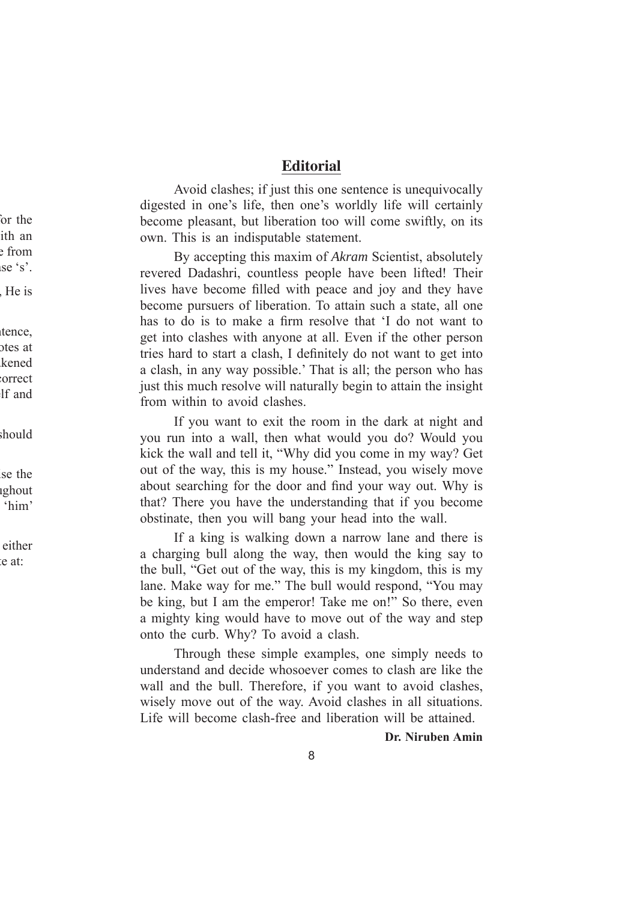## Editorial

Avoid clashes; if just this one sentence is unequivocally digested in one's life, then one's worldly life will certainly become pleasant, but liberation too will come swiftly, on its own. This is an indisputable statement.

By accepting this maxim of *Akram* Scientist, absolutely revered Dadashri, countless people have been lifted! Their lives have become filled with peace and joy and they have become pursuers of liberation. To attain such a state, all one has to do is to make a firm resolve that 'I do not want to get into clashes with anyone at all. Even if the other person tries hard to start a clash, I definitely do not want to get into a clash, in any way possible.' That is all; the person who has just this much resolve will naturally begin to attain the insight from within to avoid clashes.

If you want to exit the room in the dark at night and you run into a wall, then what would you do? Would you kick the wall and tell it, "Why did you come in my way? Get out of the way, this is my house." Instead, you wisely move about searching for the door and find your way out. Why is that? There you have the understanding that if you become obstinate, then you will bang your head into the wall.

If a king is walking down a narrow lane and there is a charging bull along the way, then would the king say to the bull, "Get out of the way, this is my kingdom, this is my lane. Make way for me." The bull would respond, "You may be king, but I am the emperor! Take me on!" So there, even a mighty king would have to move out of the way and step onto the curb. Why? To avoid a clash.

Through these simple examples, one simply needs to understand and decide whosoever comes to clash are like the wall and the bull. Therefore, if you want to avoid clashes, wisely move out of the way. Avoid clashes in all situations. Life will become clash-free and liberation will be attained.

**Dr. Niruben Amin**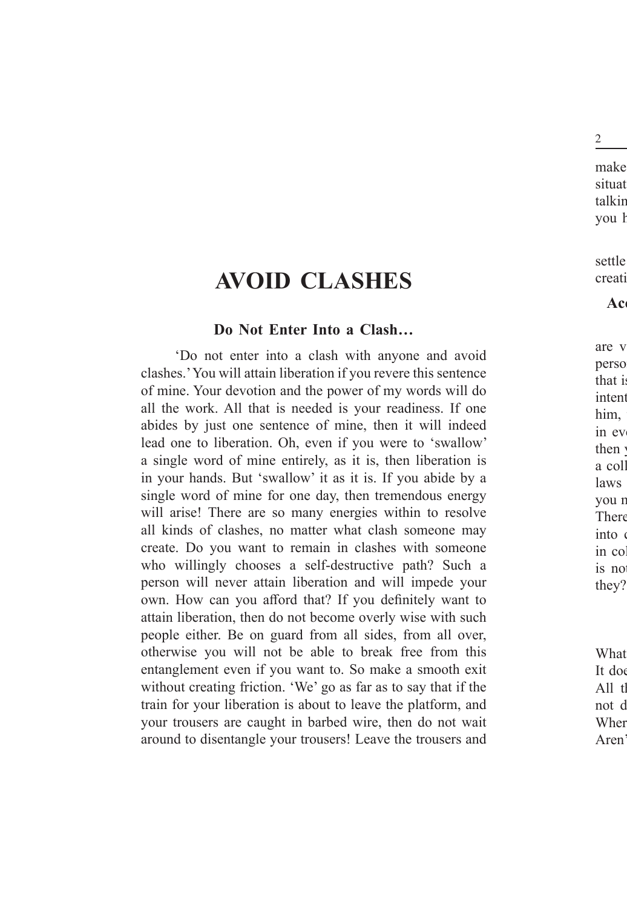# AVOID CLASHES

### Do Not Enter Into a Clash…

'Do not enter into a clash with anyone and avoid clashes.' You will attain liberation if you revere this sentence of mine. Your devotion and the power of my words will do all the work. All that is needed is your readiness. If one abides by just one sentence of mine, then it will indeed lead one to liberation. Oh, even if you were to 'swallow' a single word of mine entirely, as it is, then liberation is in your hands. But 'swallow' it as it is. If you abide by a single word of mine for one day, then tremendous energy will arise! There are so many energies within to resolve all kinds of clashes, no matter what clash someone may create. Do you want to remain in clashes with someone who willingly chooses a self-destructive path? Such a person will never attain liberation and will impede your own. How can you afford that? If you definitely want to attain liberation, then do not become overly wise with such people either. Be on guard from all sides, from all over, otherwise you will not be able to break free from this entanglement even if you want to. So make a smooth exit without creating friction. 'We' go as far as to say that if the train for your liberation is about to leave the platform, and your trousers are caught in barbed wire, then do not wait around to disentangle your trousers! Leave the trousers and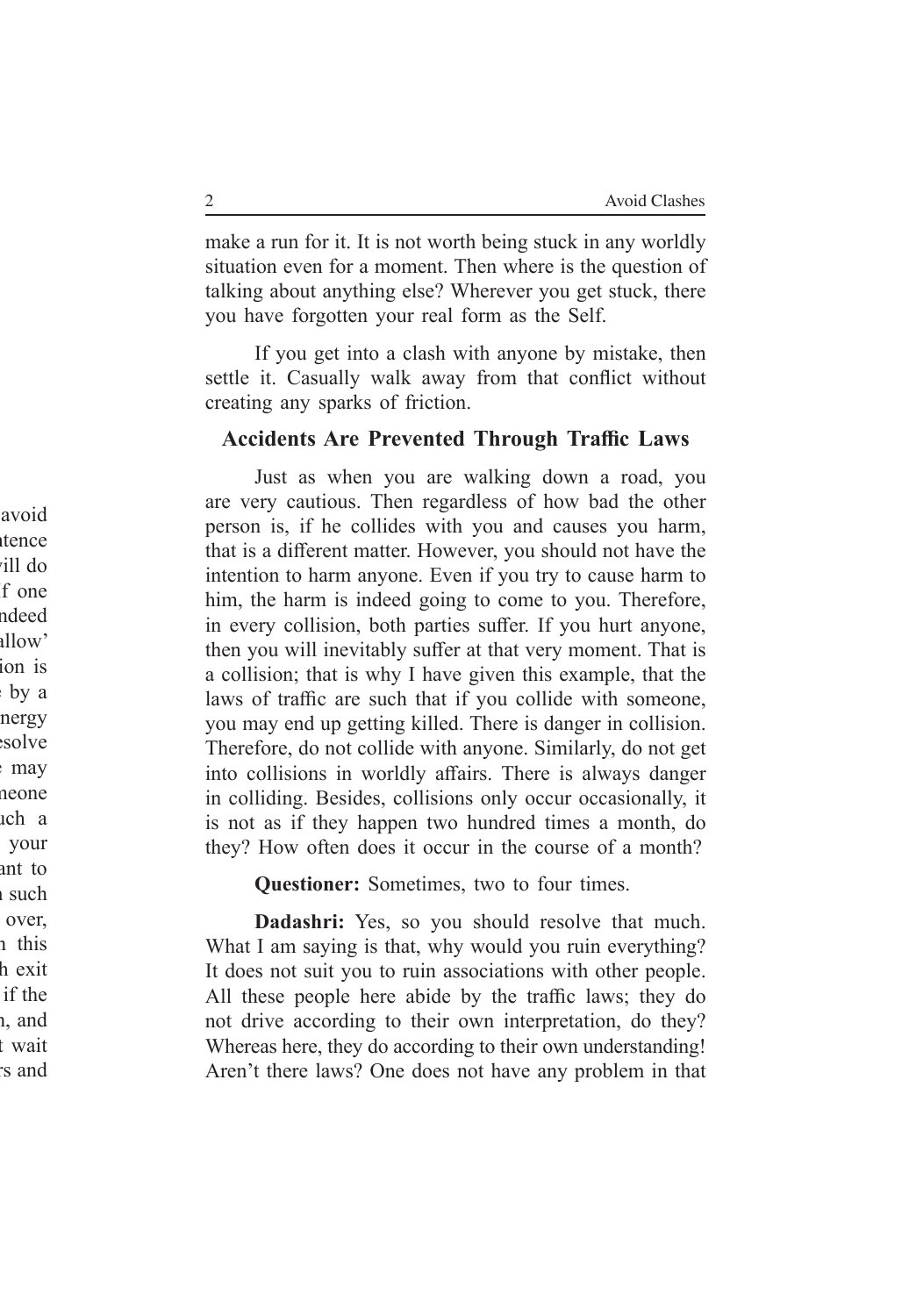make a run for it. It is not worth being stuck in any worldly situation even for a moment. Then where is the question of talking about anything else? Wherever you get stuck, there you have forgotten your real form as the Self.

If you get into a clash with anyone by mistake, then settle it. Casually walk away from that conflict without creating any sparks of friction.

## Accidents Are Prevented Through Traffic Laws

Just as when you are walking down a road, you are very cautious. Then regardless of how bad the other person is, if he collides with you and causes you harm, that is a different matter. However, you should not have the intention to harm anyone. Even if you try to cause harm to him, the harm is indeed going to come to you. Therefore, in every collision, both parties suffer. If you hurt anyone, then you will inevitably suffer at that very moment. That is a collision; that is why I have given this example, that the laws of traffic are such that if you collide with someone, you may end up getting killed. There is danger in collision. Therefore, do not collide with anyone. Similarly, do not get into collisions in worldly affairs. There is always danger in colliding. Besides, collisions only occur occasionally, it is not as if they happen two hundred times a month, do they? How often does it occur in the course of a month?

**Questioner:** Sometimes, two to four times.

**Dadashri:** Yes, so you should resolve that much. What I am saying is that, why would you ruin everything? It does not suit you to ruin associations with other people. All these people here abide by the traffic laws; they do not drive according to their own interpretation, do they? Whereas here, they do according to their own understanding! Aren't there laws? One does not have any problem in that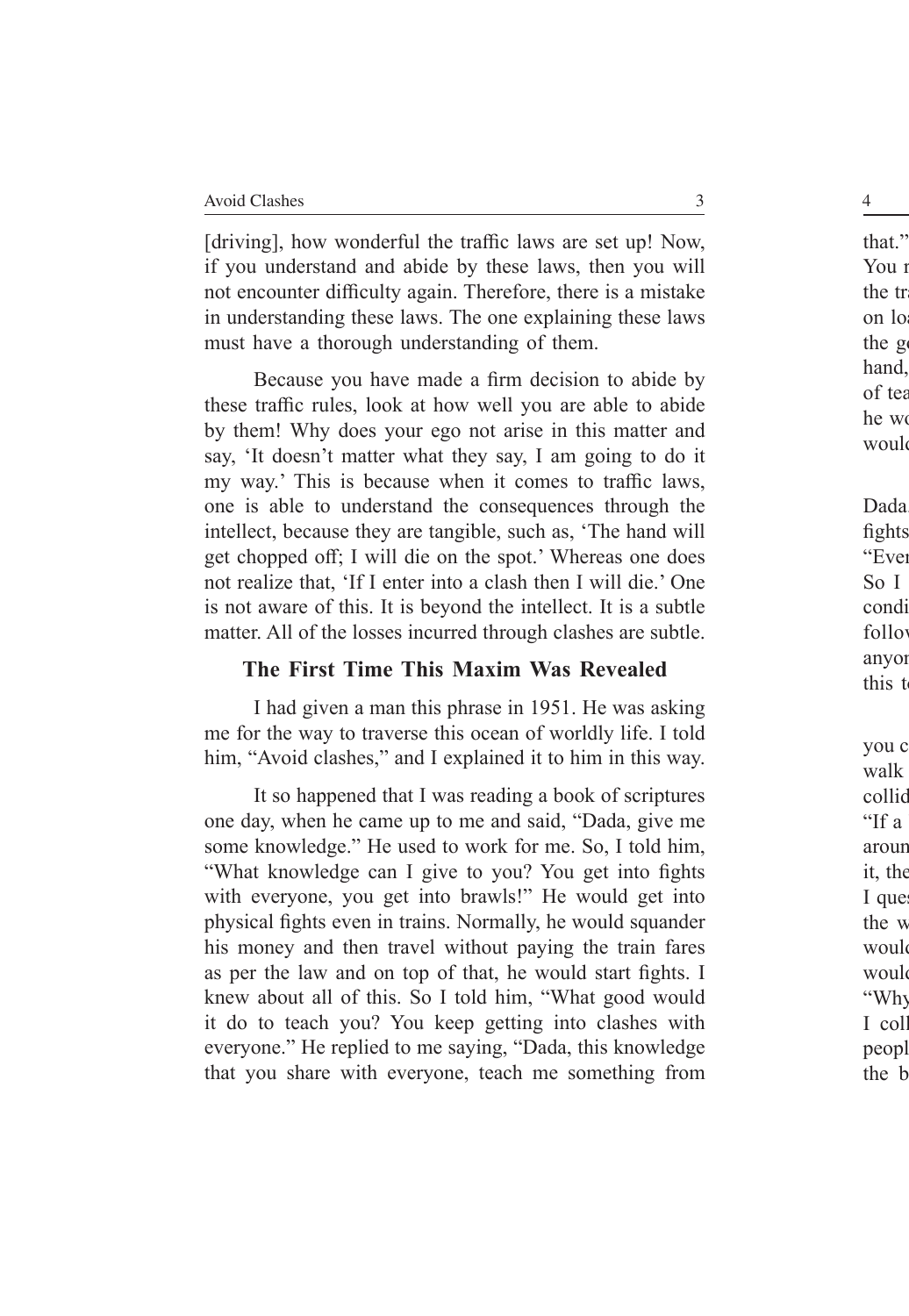[driving], how wonderful the traffic laws are set up! Now, if you understand and abide by these laws, then you will not encounter difficulty again. Therefore, there is a mistake in understanding these laws. The one explaining these laws must have a thorough understanding of them.

Because you have made a firm decision to abide by these traffic rules, look at how well you are able to abide by them! Why does your ego not arise in this matter and say, 'It doesn't matter what they say, I am going to do it my way.' This is because when it comes to traffic laws, one is able to understand the consequences through the intellect, because they are tangible, such as, 'The hand will get chopped off; I will die on the spot.' Whereas one does not realize that, 'If I enter into a clash then I will die.' One is not aware of this. It is beyond the intellect. It is a subtle matter. All of the losses incurred through clashes are subtle.

## The First Time This Maxim Was Revealed

I had given a man this phrase in 1951. He was asking me for the way to traverse this ocean of worldly life. I told him, "Avoid clashes," and I explained it to him in this way.

It so happened that I was reading a book of scriptures one day, when he came up to me and said, "Dada, give me some knowledge." He used to work for me. So, I told him, "What knowledge can I give to you? You get into fights with everyone, you get into brawls!" He would get into physical fights even in trains. Normally, he would squander his money and then travel without paying the train fares as per the law and on top of that, he would start fights. I knew about all of this. So I told him, "What good would it do to teach you? You keep getting into clashes with everyone." He replied to me saying, "Dada, this knowledge that you share with everyone, teach me something from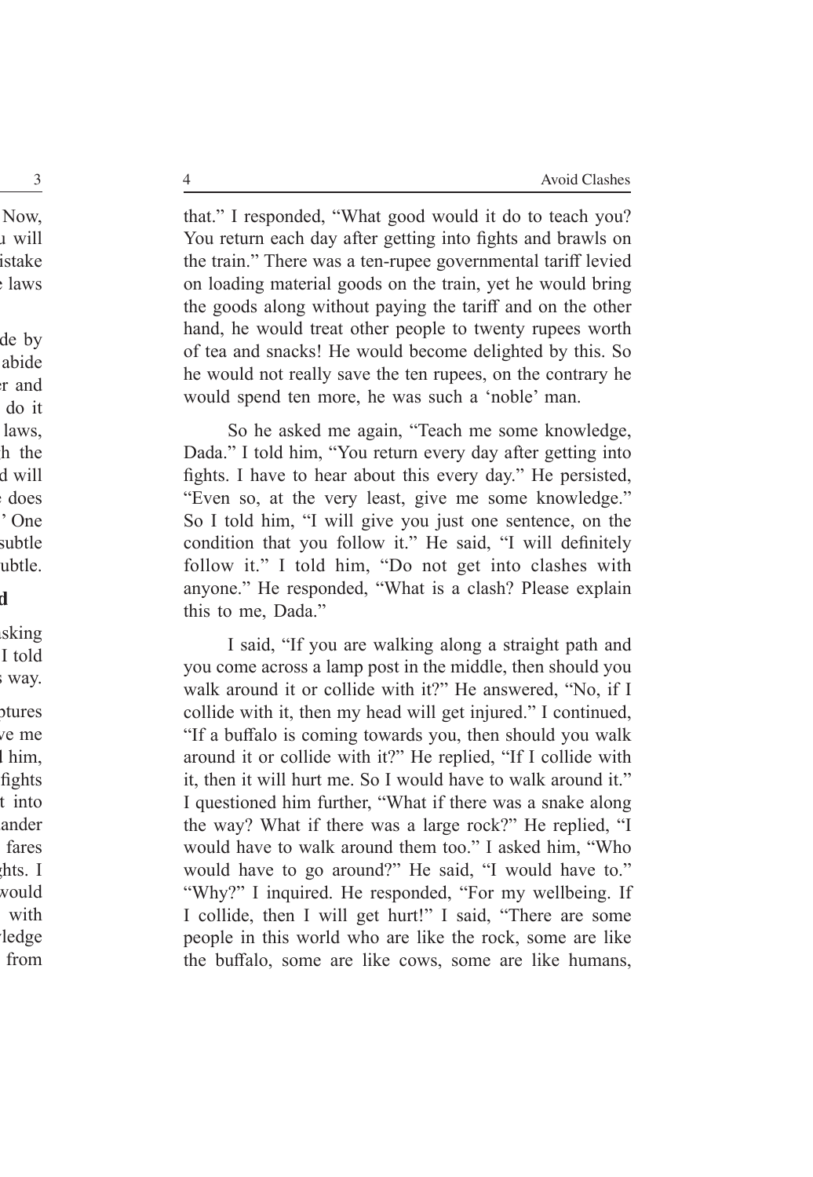that." I responded, "What good would it do to teach you? You return each day after getting into fights and brawls on the train." There was a ten-rupee governmental tariff levied on loading material goods on the train, yet he would bring the goods along without paying the tariff and on the other hand, he would treat other people to twenty rupees worth of tea and snacks! He would become delighted by this. So he would not really save the ten rupees, on the contrary he would spend ten more, he was such a 'noble' man.

So he asked me again, "Teach me some knowledge, Dada." I told him, "You return every day after getting into fights. I have to hear about this every day." He persisted, "Even so, at the very least, give me some knowledge." So I told him, "I will give you just one sentence, on the condition that you follow it." He said, "I will definitely follow it." I told him, "Do not get into clashes with anyone." He responded, "What is a clash? Please explain this to me, Dada."

I said, "If you are walking along a straight path and you come across a lamp post in the middle, then should you walk around it or collide with it?" He answered, "No, if I collide with it, then my head will get injured." I continued, "If a buffalo is coming towards you, then should you walk around it or collide with it?" He replied, "If I collide with it, then it will hurt me. So I would have to walk around it." I questioned him further, "What if there was a snake along the way? What if there was a large rock?" He replied, "I would have to walk around them too." I asked him, "Who would have to go around?" He said, "I would have to." "Why?" I inquired. He responded, "For my wellbeing. If I collide, then I will get hurt!" I said, "There are some people in this world who are like the rock, some are like the buffalo, some are like cows, some are like humans,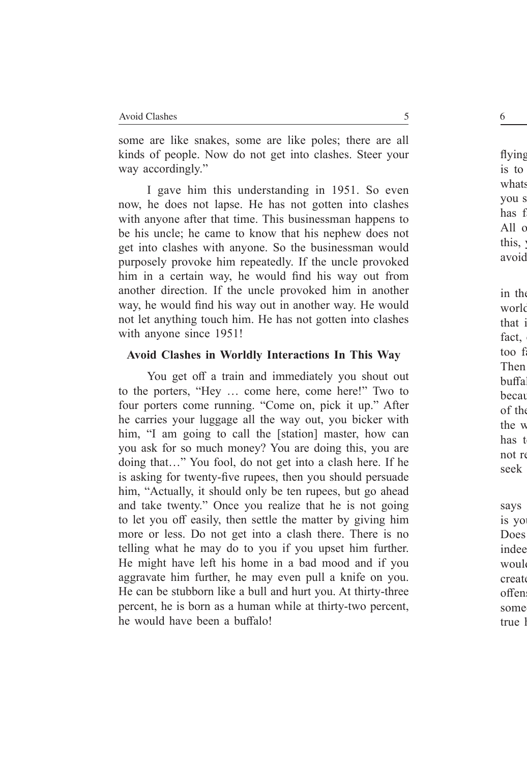some are like snakes, some are like poles; there are all kinds of people. Now do not get into clashes. Steer your way accordingly."

I gave him this understanding in 1951. So even now, he does not lapse. He has not gotten into clashes with anyone after that time. This businessman happens to be his uncle; he came to know that his nephew does not get into clashes with anyone. So the businessman would purposely provoke him repeatedly. If the uncle provoked him in a certain way, he would find his way out from another direction. If the uncle provoked him in another way, he would find his way out in another way. He would not let anything touch him. He has not gotten into clashes with anyone since 1951!

### Avoid Clashes in Worldly Interactions In This Way

You get off a train and immediately you shout out to the porters, "Hey … come here, come here!" Two to four porters come running. "Come on, pick it up." After he carries your luggage all the way out, you bicker with him, "I am going to call the [station] master, how can you ask for so much money? You are doing this, you are doing that…" You fool, do not get into a clash here. If he is asking for twenty-five rupees, then you should persuade him, "Actually, it should only be ten rupees, but go ahead and take twenty." Once you realize that he is not going to let you off easily, then settle the matter by giving him more or less. Do not get into a clash there. There is no telling what he may do to you if you upset him further. He might have left his home in a bad mood and if you aggravate him further, he may even pull a knife on you. He can be stubborn like a bull and hurt you. At thirty-three percent, he is born as a human while at thirty-two percent, he would have been a buffalo!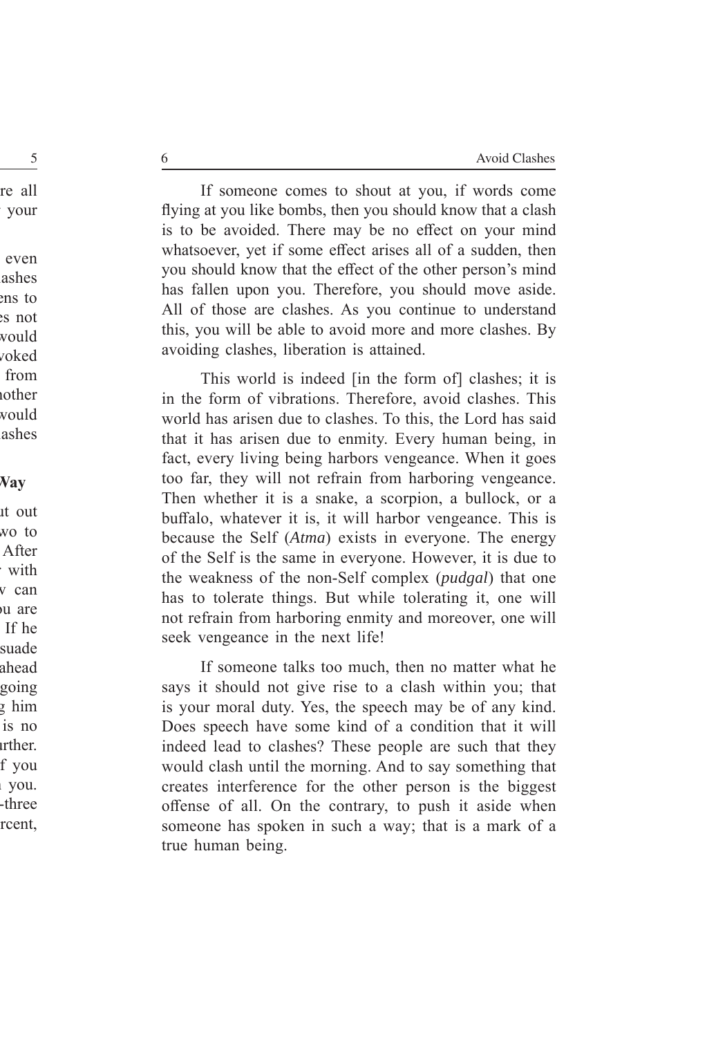If someone comes to shout at you, if words come flying at you like bombs, then you should know that a clash is to be avoided. There may be no effect on your mind whatsoever, yet if some effect arises all of a sudden, then you should know that the effect of the other person's mind has fallen upon you. Therefore, you should move aside. All of those are clashes. As you continue to understand this, you will be able to avoid more and more clashes. By avoiding clashes, liberation is attained.

This world is indeed [in the form of] clashes; it is in the form of vibrations. Therefore, avoid clashes. This world has arisen due to clashes. To this, the Lord has said that it has arisen due to enmity. Every human being, in fact, every living being harbors vengeance. When it goes too far, they will not refrain from harboring vengeance. Then whether it is a snake, a scorpion, a bullock, or a buffalo, whatever it is, it will harbor vengeance. This is because the Self (*Atma*) exists in everyone. The energy of the Self is the same in everyone. However, it is due to the weakness of the non-Self complex (*pudgal*) that one has to tolerate things. But while tolerating it, one will not refrain from harboring enmity and moreover, one will seek vengeance in the next life!

If someone talks too much, then no matter what he says it should not give rise to a clash within you; that is your moral duty. Yes, the speech may be of any kind. Does speech have some kind of a condition that it will indeed lead to clashes? These people are such that they would clash until the morning. And to say something that creates interference for the other person is the biggest offense of all. On the contrary, to push it aside when someone has spoken in such a way; that is a mark of a true human being.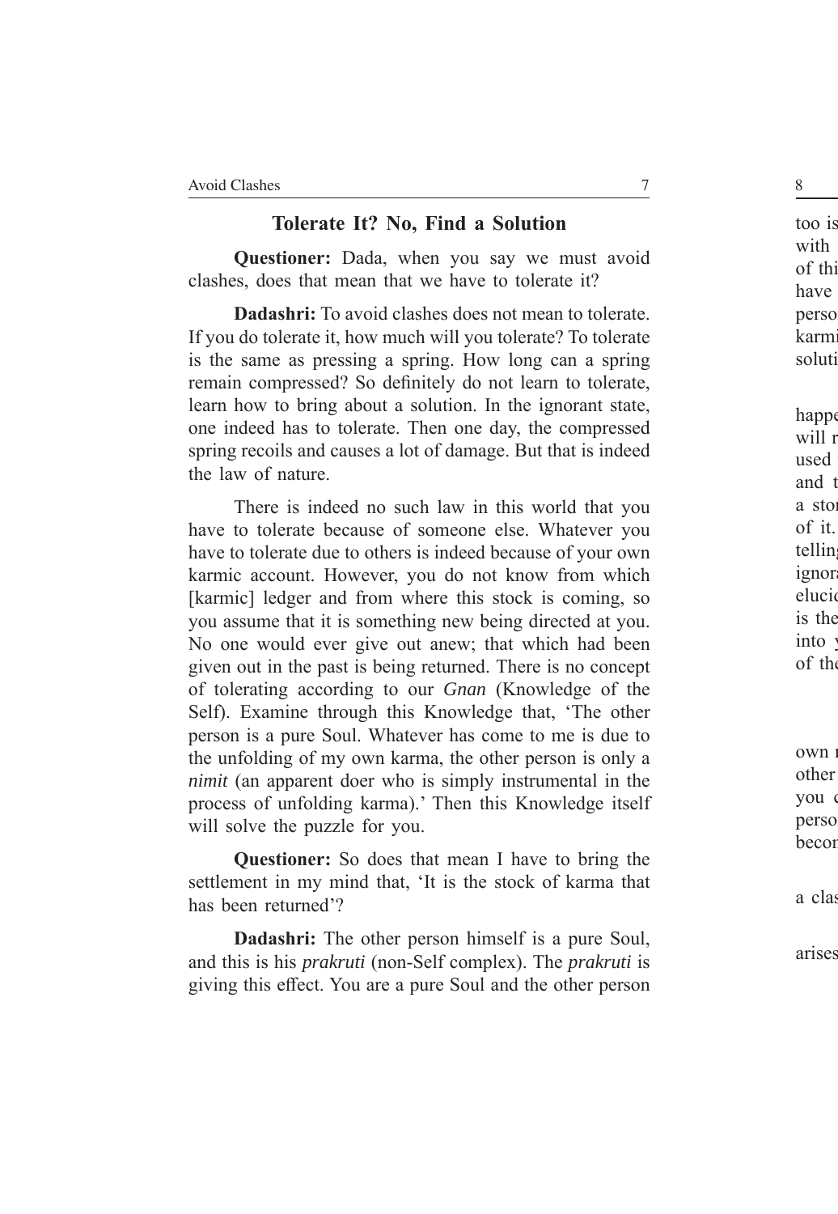## Tolerate It? No, Find a Solution

**Questioner:** Dada, when you say we must avoid clashes, does that mean that we have to tolerate it?

**Dadashri:** To avoid clashes does not mean to tolerate. If you do tolerate it, how much will you tolerate? To tolerate is the same as pressing a spring. How long can a spring remain compressed? So definitely do not learn to tolerate, learn how to bring about a solution. In the ignorant state, one indeed has to tolerate. Then one day, the compressed spring recoils and causes a lot of damage. But that is indeed the law of nature.

There is indeed no such law in this world that you have to tolerate because of someone else. Whatever you have to tolerate due to others is indeed because of your own karmic account. However, you do not know from which [karmic] ledger and from where this stock is coming, so you assume that it is something new being directed at you. No one would ever give out anew; that which had been given out in the past is being returned. There is no concept of tolerating according to our *Gnan* (Knowledge of the Self). Examine through this Knowledge that, 'The other person is a pure Soul. Whatever has come to me is due to the unfolding of my own karma, the other person is only a *nimit* (an apparent doer who is simply instrumental in the process of unfolding karma).' Then this Knowledge itself will solve the puzzle for you.

**Questioner:** So does that mean I have to bring the settlement in my mind that, 'It is the stock of karma that has been returned'?

**Dadashri:** The other person himself is a pure Soul, and this is his *prakruti* (non-Self complex). The *prakruti* is giving this effect. You are a pure Soul and the other person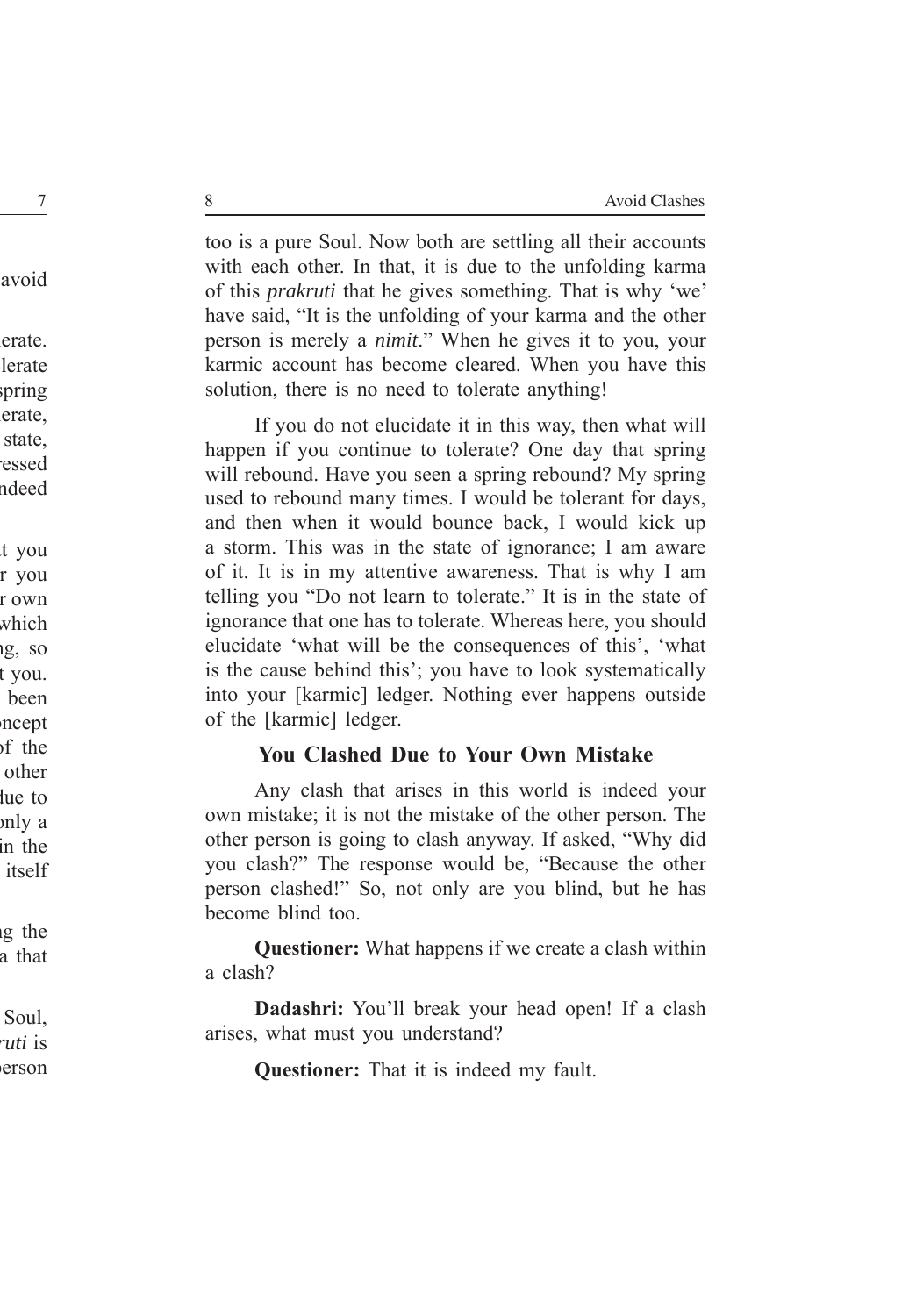too is a pure Soul. Now both are settling all their accounts with each other. In that, it is due to the unfolding karma of this *prakruti* that he gives something. That is why 'we' have said, "It is the unfolding of your karma and the other person is merely a *nimit*." When he gives it to you, your karmic account has become cleared. When you have this solution, there is no need to tolerate anything!

If you do not elucidate it in this way, then what will happen if you continue to tolerate? One day that spring will rebound. Have you seen a spring rebound? My spring used to rebound many times. I would be tolerant for days, and then when it would bounce back, I would kick up a storm. This was in the state of ignorance; I am aware of it. It is in my attentive awareness. That is why I am telling you "Do not learn to tolerate." It is in the state of ignorance that one has to tolerate. Whereas here, you should elucidate 'what will be the consequences of this', 'what is the cause behind this'; you have to look systematically into your [karmic] ledger. Nothing ever happens outside of the [karmic] ledger.

### You Clashed Due to Your Own Mistake

Any clash that arises in this world is indeed your own mistake; it is not the mistake of the other person. The other person is going to clash anyway. If asked, "Why did you clash?" The response would be, "Because the other person clashed!" So, not only are you blind, but he has become blind too.

**Questioner:** What happens if we create a clash within a clash?

**Dadashri:** You'll break your head open! If a clash arises, what must you understand?

**Questioner:** That it is indeed my fault.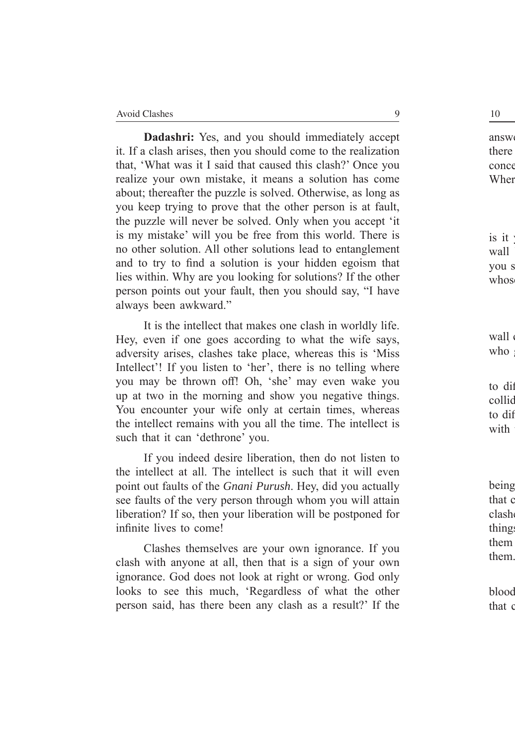**Dadashri:** Yes, and you should immediately accept it. If a clash arises, then you should come to the realization that, 'What was it I said that caused this clash?' Once you realize your own mistake, it means a solution has come about; thereafter the puzzle is solved. Otherwise, as long as you keep trying to prove that the other person is at fault, the puzzle will never be solved. Only when you accept 'it is my mistake' will you be free from this world. There is no other solution. All other solutions lead to entanglement and to try to find a solution is your hidden egoism that lies within. Why are you looking for solutions? If the other person points out your fault, then you should say, "I have always been awkward."

It is the intellect that makes one clash in worldly life. Hey, even if one goes according to what the wife says, adversity arises, clashes take place, whereas this is 'Miss Intellect'! If you listen to 'her', there is no telling where you may be thrown off! Oh, 'she' may even wake you up at two in the morning and show you negative things. You encounter your wife only at certain times, whereas the intellect remains with you all the time. The intellect is such that it can 'dethrone' you.

If you indeed desire liberation, then do not listen to the intellect at all. The intellect is such that it will even point out faults of the *Gnani Purush*. Hey, did you actually see faults of the very person through whom you will attain liberation? If so, then your liberation will be postponed for infinite lives to come!

Clashes themselves are your own ignorance. If you clash with anyone at all, then that is a sign of your own ignorance. God does not look at right or wrong. God only looks to see this much, 'Regardless of what the other person said, has there been any clash as a result?' If the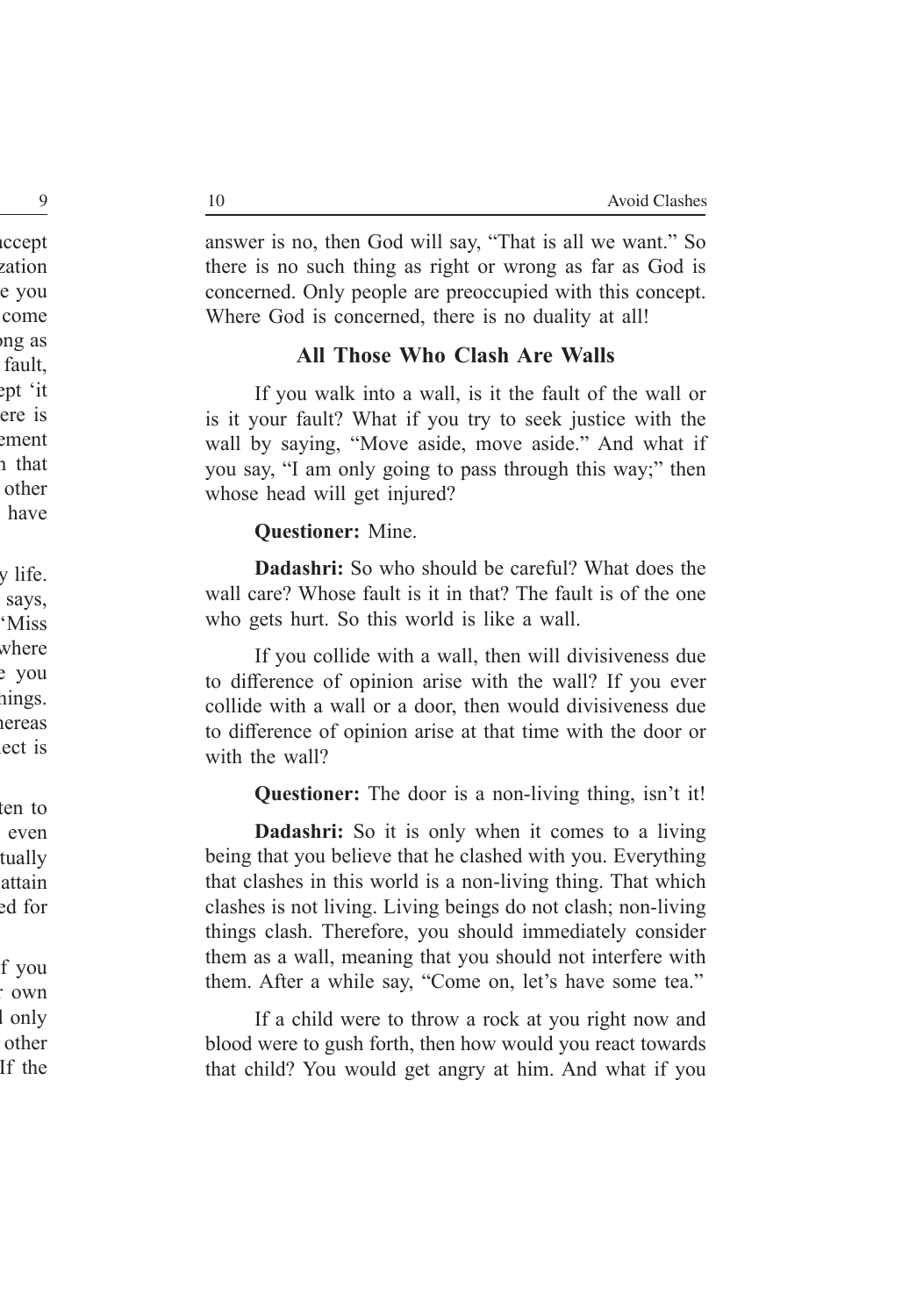answer is no, then God will say, "That is all we want." So there is no such thing as right or wrong as far as God is concerned. Only people are preoccupied with this concept. Where God is concerned, there is no duality at all!

### All Those Who Clash Are Walls

If you walk into a wall, is it the fault of the wall or is it your fault? What if you try to seek justice with the wall by saying, "Move aside, move aside." And what if you say, "I am only going to pass through this way;" then whose head will get injured?

**Questioner:** Mine.

**Dadashri:** So who should be careful? What does the wall care? Whose fault is it in that? The fault is of the one who gets hurt. So this world is like a wall.

If you collide with a wall, then will divisiveness due to difference of opinion arise with the wall? If you ever collide with a wall or a door, then would divisiveness due to difference of opinion arise at that time with the door or with the wall?

**Questioner:** The door is a non-living thing, isn't it!

**Dadashri:** So it is only when it comes to a living being that you believe that he clashed with you. Everything that clashes in this world is a non-living thing. That which clashes is not living. Living beings do not clash; non-living things clash. Therefore, you should immediately consider them as a wall, meaning that you should not interfere with them. After a while say, "Come on, let's have some tea."

If a child were to throw a rock at you right now and blood were to gush forth, then how would you react towards that child? You would get angry at him. And what if you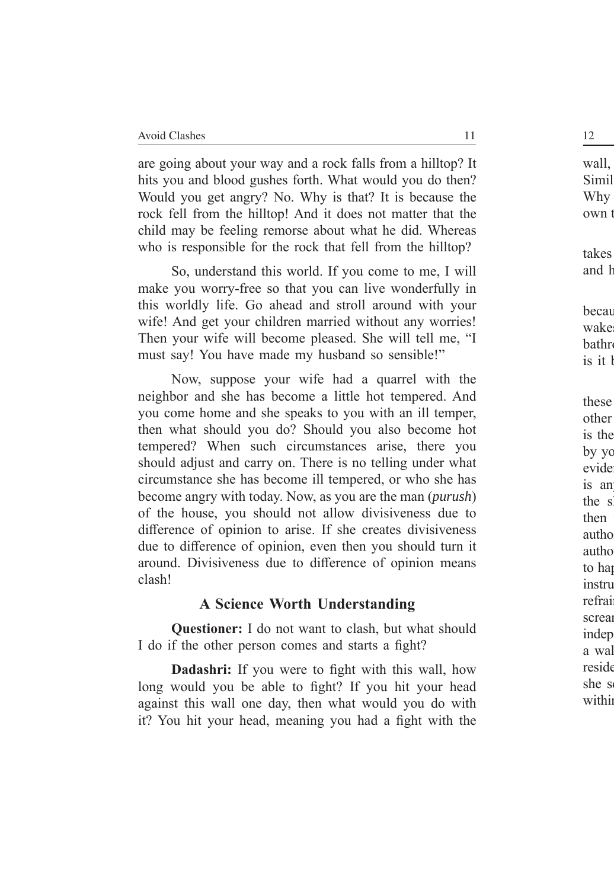are going about your way and a rock falls from a hilltop? It hits you and blood gushes forth. What would you do then? Would you get angry? No. Why is that? It is because the rock fell from the hilltop! And it does not matter that the child may be feeling remorse about what he did. Whereas who is responsible for the rock that fell from the hilltop?

So, understand this world. If you come to me, I will make you worry-free so that you can live wonderfully in this worldly life. Go ahead and stroll around with your wife! And get your children married without any worries! Then your wife will become pleased. She will tell me, "I must say! You have made my husband so sensible!"

Now, suppose your wife had a quarrel with the neighbor and she has become a little hot tempered. And you come home and she speaks to you with an ill temper, then what should you do? Should you also become hot tempered? When such circumstances arise, there you should adjust and carry on. There is no telling under what circumstance she has become ill tempered, or who she has become angry with today. Now, as you are the man (*purush*) of the house, you should not allow divisiveness due to difference of opinion to arise. If she creates divisiveness due to difference of opinion, even then you should turn it around. Divisiveness due to difference of opinion means clash!

### A Science Worth Understanding

**Questioner:** I do not want to clash, but what should I do if the other person comes and starts a fight?

**Dadashri:** If you were to fight with this wall, how long would you be able to fight? If you hit your head against this wall one day, then what would you do with it? You hit your head, meaning you had a fight with the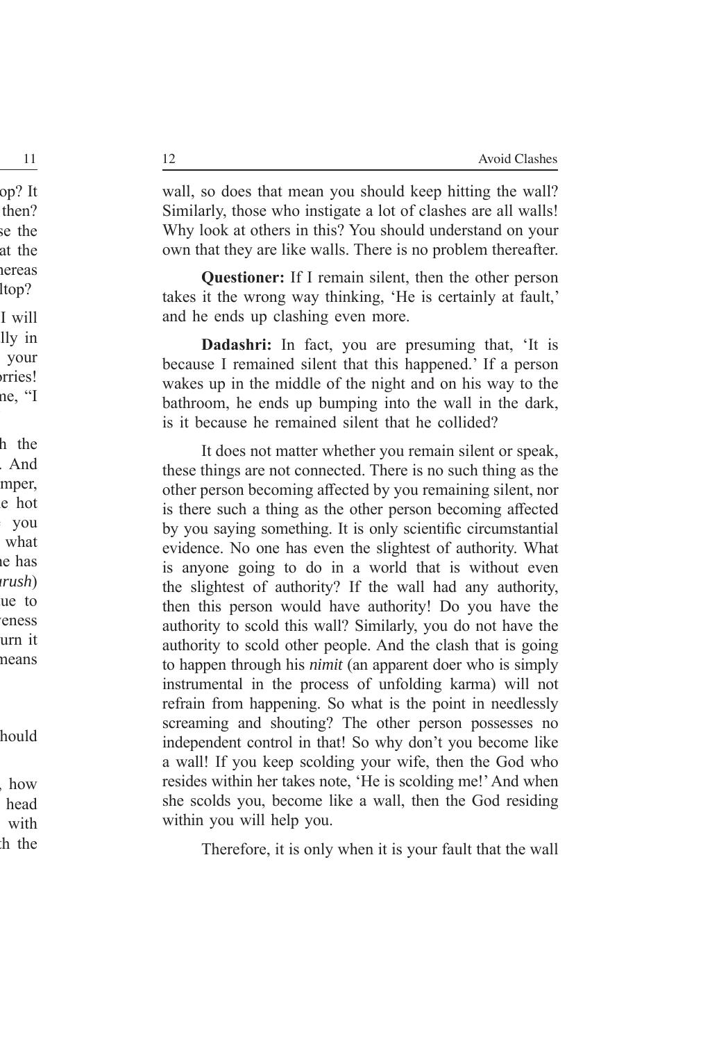wall, so does that mean you should keep hitting the wall? Similarly, those who instigate a lot of clashes are all walls! Why look at others in this? You should understand on your own that they are like walls. There is no problem thereafter.

**Questioner:** If I remain silent, then the other person takes it the wrong way thinking, 'He is certainly at fault,' and he ends up clashing even more.

**Dadashri:** In fact, you are presuming that, 'It is because I remained silent that this happened.' If a person wakes up in the middle of the night and on his way to the bathroom, he ends up bumping into the wall in the dark, is it because he remained silent that he collided?

It does not matter whether you remain silent or speak, these things are not connected. There is no such thing as the other person becoming affected by you remaining silent, nor is there such a thing as the other person becoming affected by you saying something. It is only scientific circumstantial evidence. No one has even the slightest of authority. What is anyone going to do in a world that is without even the slightest of authority? If the wall had any authority, then this person would have authority! Do you have the authority to scold this wall? Similarly, you do not have the authority to scold other people. And the clash that is going to happen through his *nimit* (an apparent doer who is simply instrumental in the process of unfolding karma) will not refrain from happening. So what is the point in needlessly screaming and shouting? The other person possesses no independent control in that! So why don't you become like a wall! If you keep scolding your wife, then the God who resides within her takes note, 'He is scolding me!' And when she scolds you, become like a wall, then the God residing within you will help you.

Therefore, it is only when it is your fault that the wall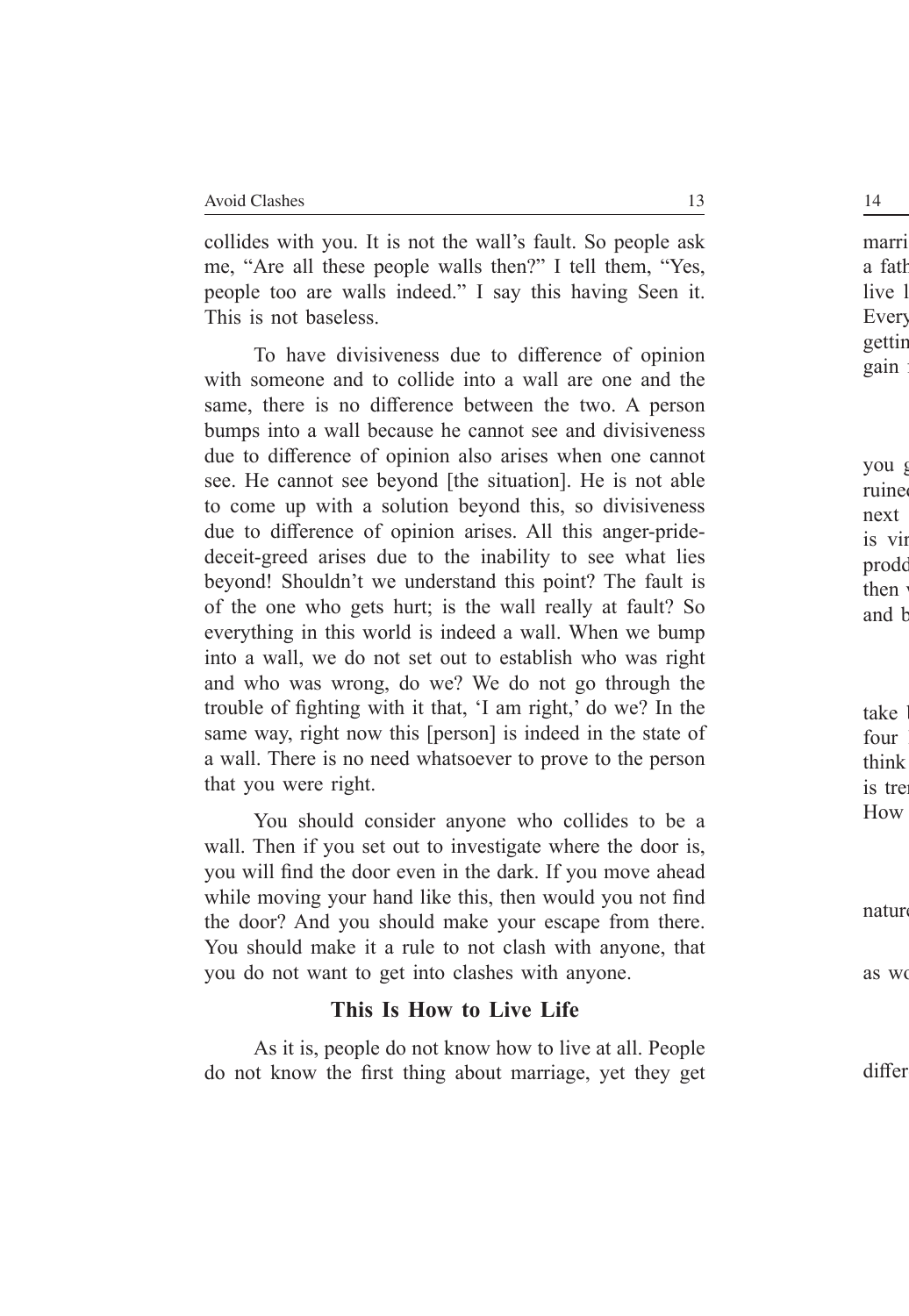collides with you. It is not the wall's fault. So people ask me, "Are all these people walls then?" I tell them, "Yes, people too are walls indeed." I say this having Seen it. This is not baseless.

To have divisiveness due to difference of opinion with someone and to collide into a wall are one and the same, there is no difference between the two. A person bumps into a wall because he cannot see and divisiveness due to difference of opinion also arises when one cannot see. He cannot see beyond [the situation]. He is not able to come up with a solution beyond this, so divisiveness due to difference of opinion arises. All this anger-pride-deceit-greed arises due to the inability to see what lies beyond! Shouldn't we understand this point? The fault is of the one who gets hurt; is the wall really at fault? So everything in this world is indeed a wall. When we bump into a wall, we do not set out to establish who was right and who was wrong, do we? We do not go through the trouble of fighting with it that, 'I am right,' do we? In the same way, right now this [person] is indeed in the state of a wall. There is no need whatsoever to prove to the person that you were right.

You should consider anyone who collides to be a wall. Then if you set out to investigate where the door is, you will find the door even in the dark. If you move ahead while moving your hand like this, then would you not find the door? And you should make your escape from there. You should make it a rule to not clash with anyone, that you do not want to get into clashes with anyone.

## This Is How to Live Life

As it is, people do not know how to live at all. People do not know the first thing about marriage, yet they get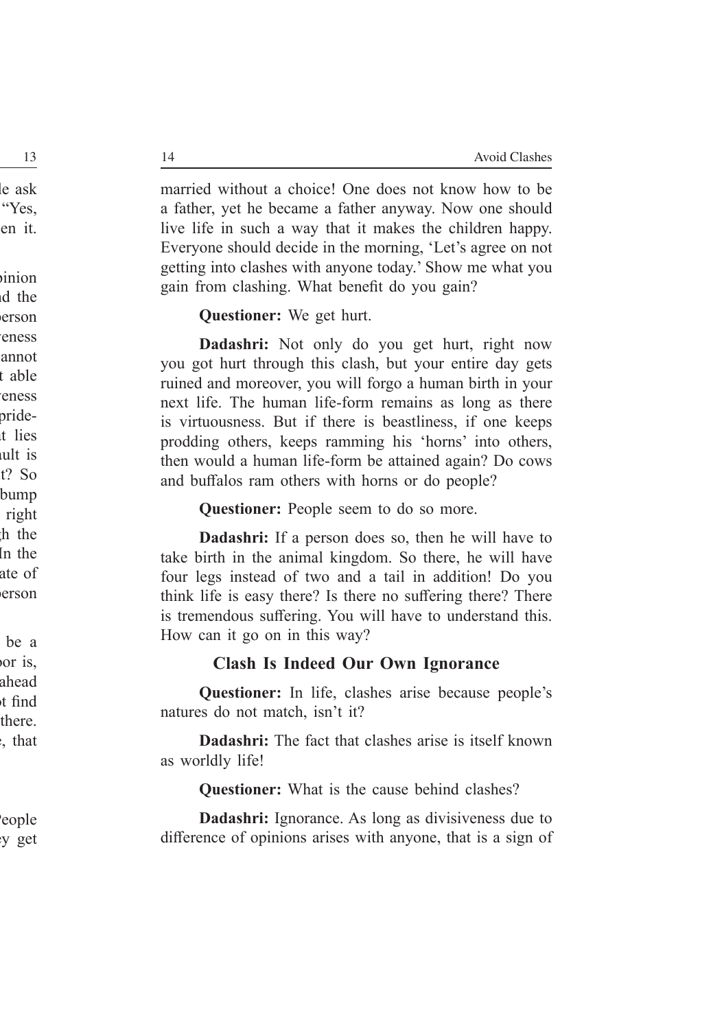married without a choice! One does not know how to be a father, yet he became a father anyway. Now one should live life in such a way that it makes the children happy. Everyone should decide in the morning, 'Let's agree on not getting into clashes with anyone today.' Show me what you gain from clashing. What benefit do you gain?

**Questioner:** We get hurt.

**Dadashri:** Not only do you get hurt, right now you got hurt through this clash, but your entire day gets ruined and moreover, you will forgo a human birth in your next life. The human life-form remains as long as there is virtuousness. But if there is beastliness, if one keeps prodding others, keeps ramming his 'horns' into others, then would a human life-form be attained again? Do cows and buffalos ram others with horns or do people?

**Questioner:** People seem to do so more.

**Dadashri:** If a person does so, then he will have to take birth in the animal kingdom. So there, he will have four legs instead of two and a tail in addition! Do you think life is easy there? Is there no suffering there? There is tremendous suffering. You will have to understand this. How can it go on in this way?

## Clash Is Indeed Our Own Ignorance

**Questioner:** In life, clashes arise because people's natures do not match, isn't it?

**Dadashri:** The fact that clashes arise is itself known as worldly life!

**Questioner:** What is the cause behind clashes?

**Dadashri:** Ignorance. As long as divisiveness due to difference of opinions arises with anyone, that is a sign of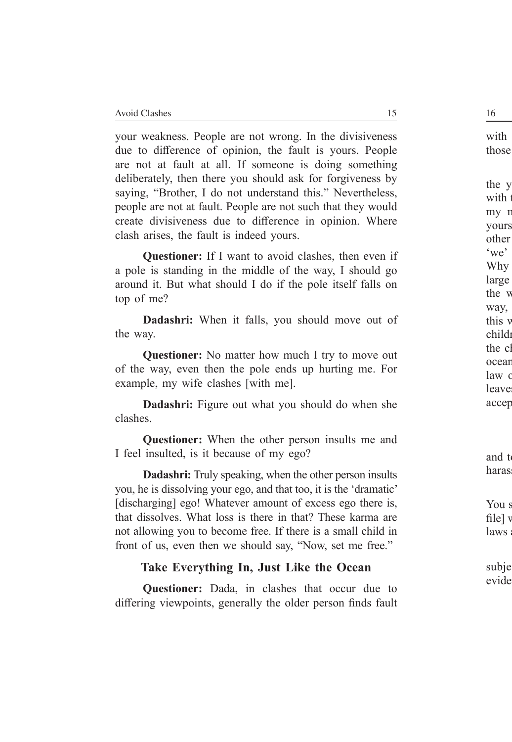your weakness. People are not wrong. In the divisiveness due to difference of opinion, the fault is yours. People are not at fault at all. If someone is doing something deliberately, then there you should ask for forgiveness by saying, "Brother, I do not understand this." Nevertheless, people are not at fault. People are not such that they would create divisiveness due to difference in opinion. Where clash arises, the fault is indeed yours.

**Questioner:** If I want to avoid clashes, then even if a pole is standing in the middle of the way, I should go around it. But what should I do if the pole itself falls on top of me?

**Dadashri:** When it falls, you should move out of the way.

**Questioner:** No matter how much I try to move out of the way, even then the pole ends up hurting me. For example, my wife clashes [with me].

**Dadashri:** Figure out what you should do when she clashes.

**Questioner:** When the other person insults me and I feel insulted, is it because of my ego?

**Dadashri:** Truly speaking, when the other person insults you, he is dissolving your ego, and that too, it is the 'dramatic' [discharging] ego! Whatever amount of excess ego there is, that dissolves. What loss is there in that? These karma are not allowing you to become free. If there is a small child in front of us, even then we should say, "Now, set me free."

### Take Everything In, Just Like the Ocean

**Questioner:** Dada, in clashes that occur due to differing viewpoints, generally the older person finds fault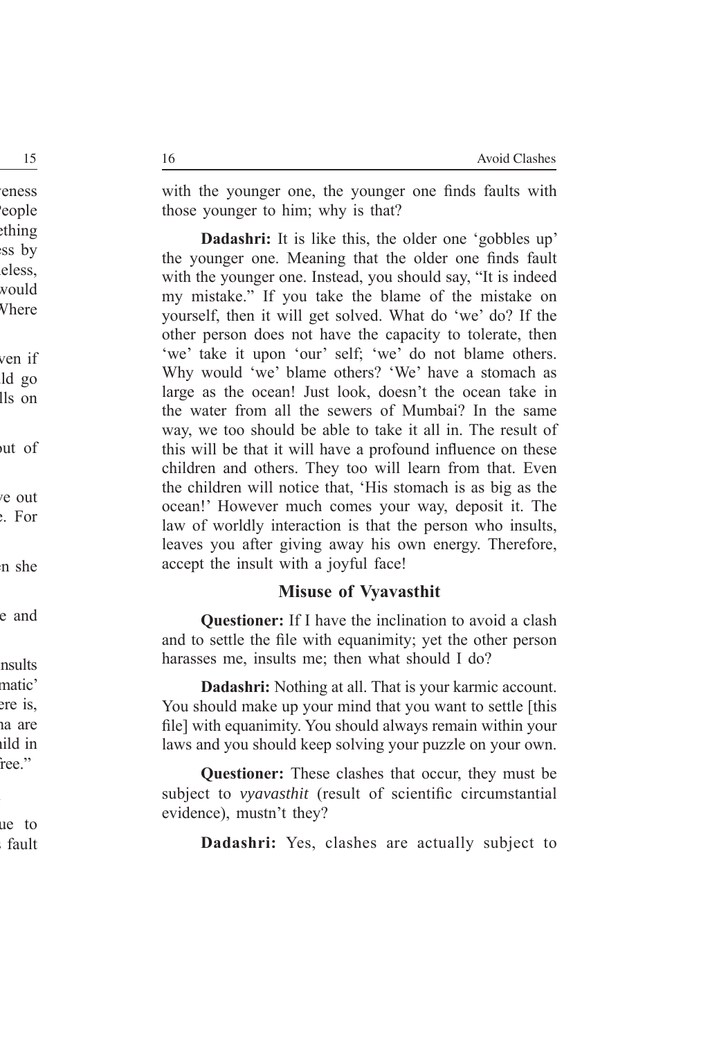with the younger one, the younger one finds faults with those younger to him; why is that?

**Dadashri:** It is like this, the older one 'gobbles up' the younger one. Meaning that the older one finds fault with the younger one. Instead, you should say, "It is indeed my mistake." If you take the blame of the mistake on yourself, then it will get solved. What do 'we' do? If the other person does not have the capacity to tolerate, then 'we' take it upon 'our' self; 'we' do not blame others. Why would 'we' blame others? 'We' have a stomach as large as the ocean! Just look, doesn't the ocean take in the water from all the sewers of Mumbai? In the same way, we too should be able to take it all in. The result of this will be that it will have a profound influence on these children and others. They too will learn from that. Even the children will notice that, 'His stomach is as big as the ocean!' However much comes your way, deposit it. The law of worldly interaction is that the person who insults, leaves you after giving away his own energy. Therefore, accept the insult with a joyful face!

### Misuse of Vyavasthit

**Questioner:** If I have the inclination to avoid a clash and to settle the file with equanimity; yet the other person harasses me, insults me; then what should I do?

**Dadashri:** Nothing at all. That is your karmic account. You should make up your mind that you want to settle [this file] with equanimity. You should always remain within your laws and you should keep solving your puzzle on your own.

**Questioner:** These clashes that occur, they must be subject to *vyavasthit* (result of scientific circumstantial evidence), mustn't they?

**Dadashri:** Yes, clashes are actually subject to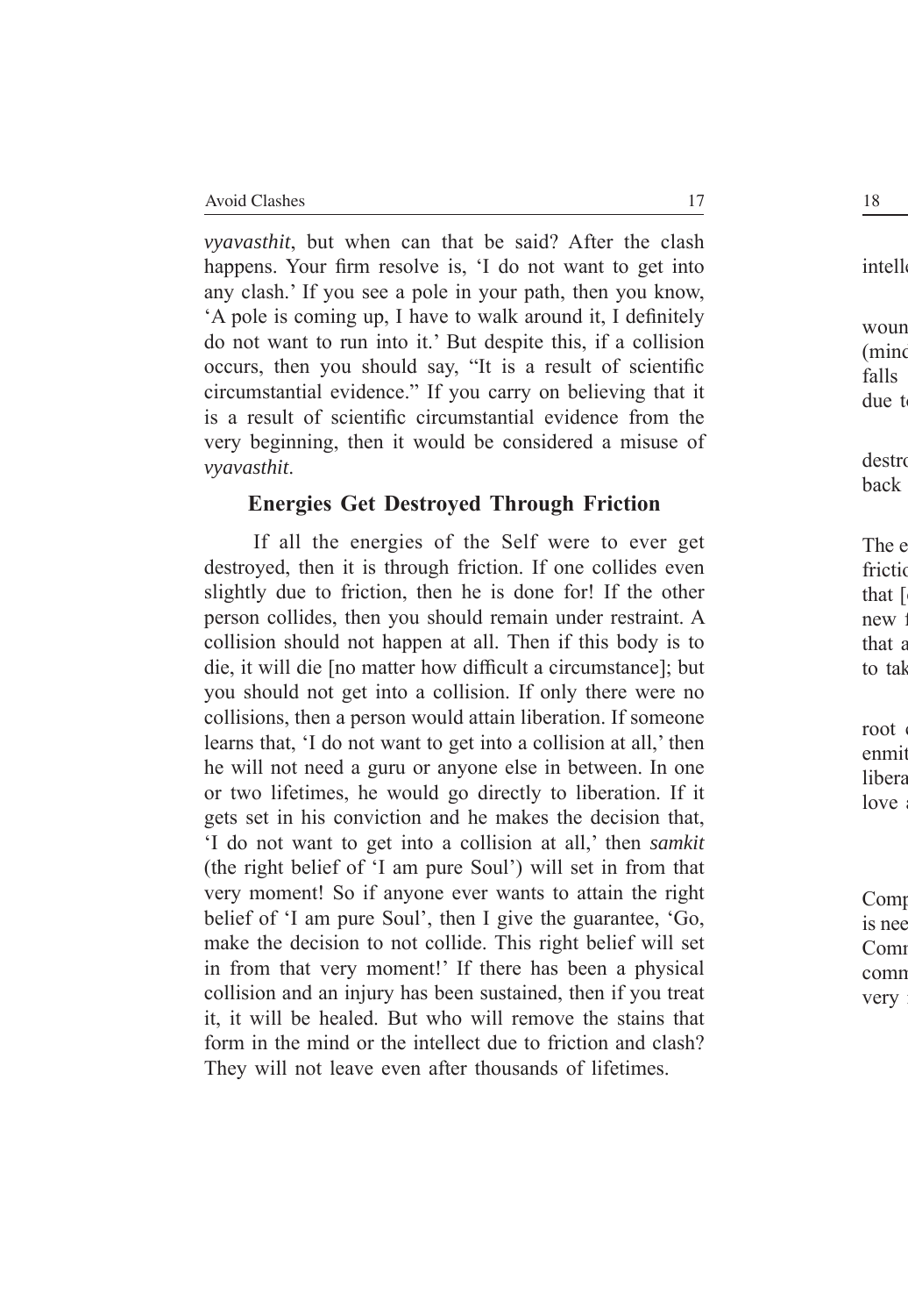*vyavasthit*, but when can that be said? After the clash happens. Your firm resolve is, 'I do not want to get into any clash.' If you see a pole in your path, then you know, 'A pole is coming up, I have to walk around it, I definitely do not want to run into it.' But despite this, if a collision occurs, then you should say, "It is a result of scientific circumstantial evidence." If you carry on believing that it is a result of scientific circumstantial evidence from the very beginning, then it would be considered a misuse of *vyavasthit*.

## Energies Get Destroyed Through Friction

If all the energies of the Self were to ever get destroyed, then it is through friction. If one collides even slightly due to friction, then he is done for! If the other person collides, then you should remain under restraint. A collision should not happen at all. Then if this body is to die, it will die [no matter how difficult a circumstance]; but you should not get into a collision. If only there were no collisions, then a person would attain liberation. If someone learns that, 'I do not want to get into a collision at all,' then he will not need a guru or anyone else in between. In one or two lifetimes, he would go directly to liberation. If it gets set in his conviction and he makes the decision that, 'I do not want to get into a collision at all,' then *samkit* (the right belief of 'I am pure Soul') will set in from that very moment! So if anyone ever wants to attain the right belief of 'I am pure Soul', then I give the guarantee, 'Go, make the decision to not collide. This right belief will set in from that very moment!' If there has been a physical collision and an injury has been sustained, then if you treat it, it will be healed. But who will remove the stains that form in the mind or the intellect due to friction and clash? They will not leave even after thousands of lifetimes.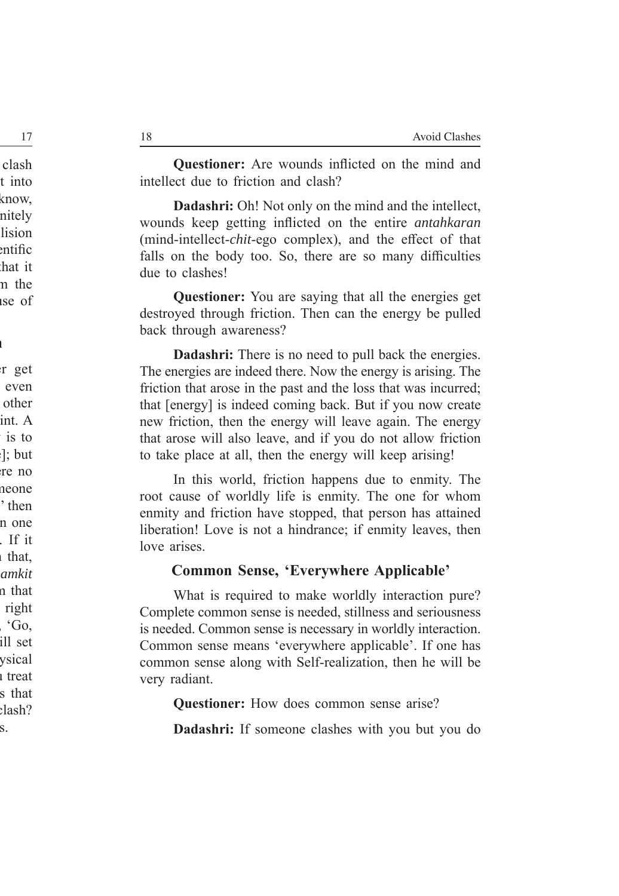**Questioner:** Are wounds inflicted on the mind and intellect due to friction and clash?

**Dadashri:** Oh! Not only on the mind and the intellect, wounds keep getting inflicted on the entire *antahkaran* (mind-intellect-*chit*-ego complex), and the effect of that falls on the body too. So, there are so many difficulties due to clashes!

**Questioner:** You are saying that all the energies get destroyed through friction. Then can the energy be pulled back through awareness?

**Dadashri:** There is no need to pull back the energies. The energies are indeed there. Now the energy is arising. The friction that arose in the past and the loss that was incurred; that [energy] is indeed coming back. But if you now create new friction, then the energy will leave again. The energy that arose will also leave, and if you do not allow friction to take place at all, then the energy will keep arising!

In this world, friction happens due to enmity. The root cause of worldly life is enmity. The one for whom enmity and friction have stopped, that person has attained liberation! Love is not a hindrance; if enmity leaves, then love arises.

## Common Sense, 'Everywhere Applicable'

What is required to make worldly interaction pure? Complete common sense is needed, stillness and seriousness is needed. Common sense is necessary in worldly interaction. Common sense means 'everywhere applicable'. If one has common sense along with Self-realization, then he will be very radiant.

**Questioner:** How does common sense arise?

**Dadashri:** If someone clashes with you but you do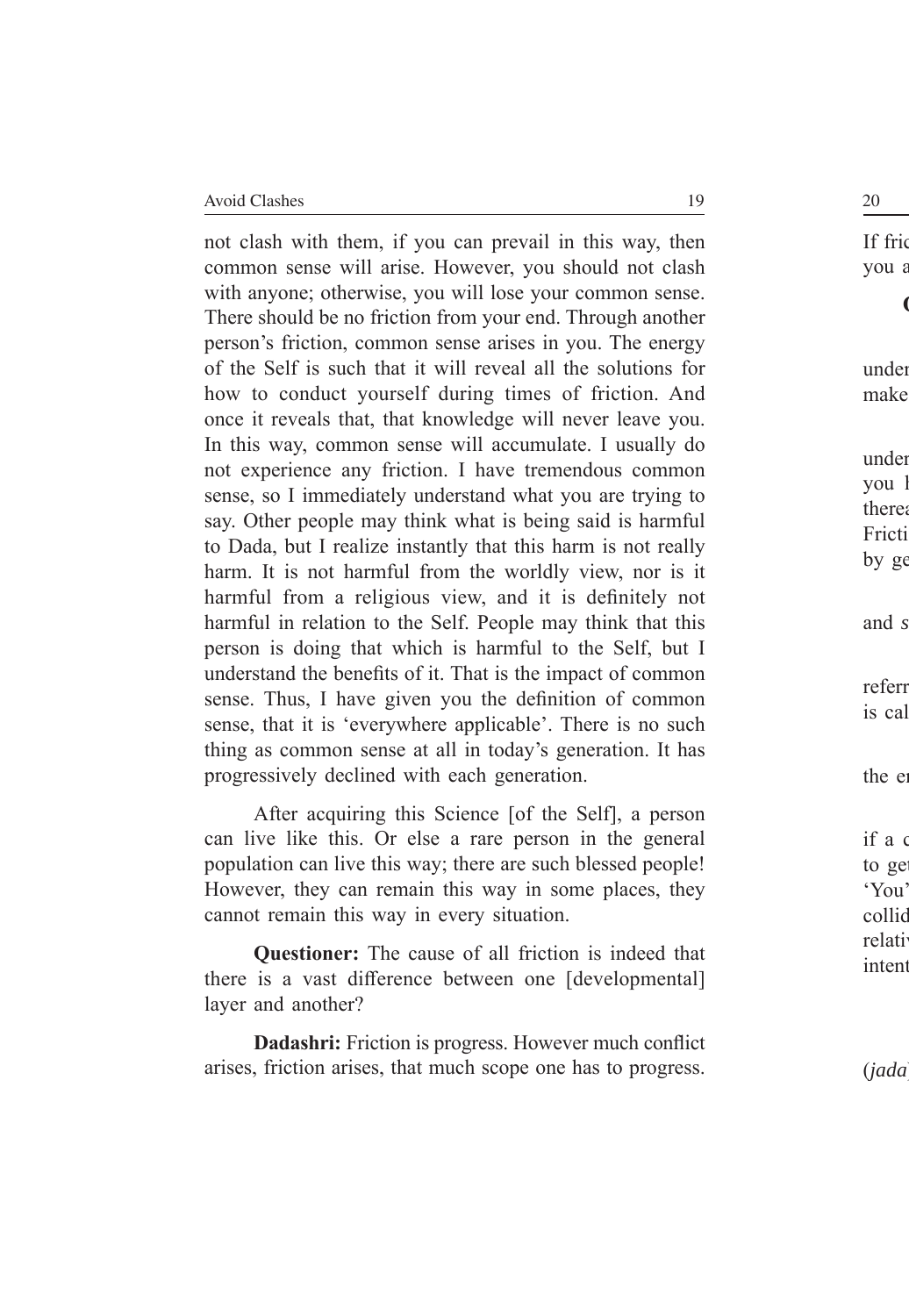not clash with them, if you can prevail in this way, then common sense will arise. However, you should not clash with anyone; otherwise, you will lose your common sense. There should be no friction from your end. Through another person's friction, common sense arises in you. The energy of the Self is such that it will reveal all the solutions for how to conduct yourself during times of friction. And once it reveals that, that knowledge will never leave you. In this way, common sense will accumulate. I usually do not experience any friction. I have tremendous common sense, so I immediately understand what you are trying to say. Other people may think what is being said is harmful to Dada, but I realize instantly that this harm is not really harm. It is not harmful from the worldly view, nor is it harmful from a religious view, and it is definitely not harmful in relation to the Self. People may think that this person is doing that which is harmful to the Self, but I understand the benefits of it. That is the impact of common sense. Thus, I have given you the definition of common sense, that it is 'everywhere applicable'. There is no such thing as common sense at all in today's generation. It has progressively declined with each generation.

After acquiring this Science [of the Self], a person can live like this. Or else a rare person in the general population can live this way; there are such blessed people! However, they can remain this way in some places, they cannot remain this way in every situation.

**Questioner:** The cause of all friction is indeed that there is a vast difference between one [developmental] layer and another?

**Dadashri:** Friction is progress. However much conflict arises, friction arises, that much scope one has to progress.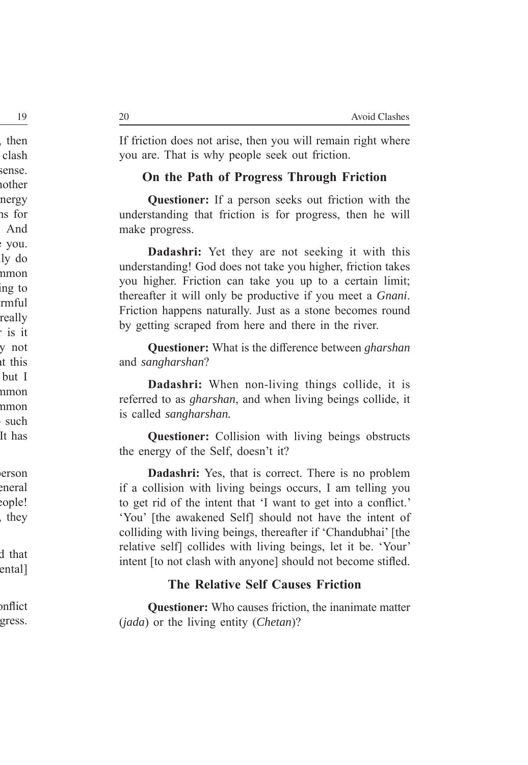If friction does not arise, then you will remain right where you are. That is why people seek out friction.

### On the Path of Progress Through Friction

**Questioner:** If a person seeks out friction with the understanding that friction is for progress, then he will make progress.

**Dadashri:** Yet they are not seeking it with this understanding! God does not take you higher, friction takes you higher. Friction can take you up to a certain limit; thereafter it will only be productive if you meet a *Gnani*. Friction happens naturally. Just as a stone becomes round by getting scraped from here and there in the river.

**Questioner:** What is the difference between *gharshan* and *sangharshan*?

**Dadashri:** When non-living things collide, it is referred to as *gharshan*, and when living beings collide, it is called *sangharshan.*

**Questioner:** Collision with living beings obstructs the energy of the Self, doesn't it?

**Dadashri:** Yes, that is correct. There is no problem if a collision with living beings occurs, I am telling you to get rid of the intent that 'I want to get into a conflict.' 'You' [the awakened Self] should not have the intent of colliding with living beings, thereafter if 'Chandubhai' [the relative self] collides with living beings, let it be. 'Your' intent [to not clash with anyone] should not become stifled.

### The Relative Self Causes Friction

**Questioner:** Who causes friction, the inanimate matter (*jada*) or the living entity (*Chetan*)?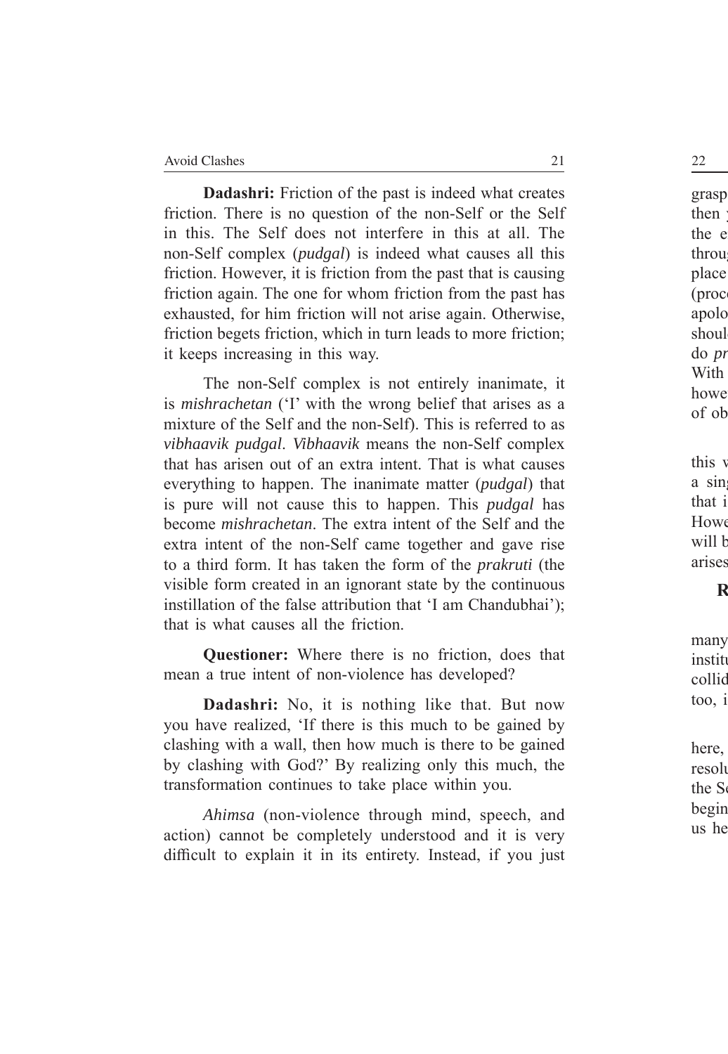**Dadashri:** Friction of the past is indeed what creates friction. There is no question of the non-Self or the Self in this. The Self does not interfere in this at all. The non-Self complex (*pudgal*) is indeed what causes all this friction. However, it is friction from the past that is causing friction again. The one for whom friction from the past has exhausted, for him friction will not arise again. Otherwise, friction begets friction, which in turn leads to more friction; it keeps increasing in this way.

The non-Self complex is not entirely inanimate, it is *mishrachetan* ('I' with the wrong belief that arises as a mixture of the Self and the non-Self). This is referred to as *vibhaavik pudgal*. *Vibhaavik* means the non-Self complex that has arisen out of an extra intent. That is what causes everything to happen. The inanimate matter (*pudgal*) that is pure will not cause this to happen. This *pudgal* has become *mishrachetan*. The extra intent of the Self and the extra intent of the non-Self came together and gave rise to a third form. It has taken the form of the *prakruti* (the visible form created in an ignorant state by the continuous instillation of the false attribution that 'I am Chandubhai'); that is what causes all the friction.

**Questioner:** Where there is no friction, does that mean a true intent of non-violence has developed?

**Dadashri:** No, it is nothing like that. But now you have realized, 'If there is this much to be gained by clashing with a wall, then how much is there to be gained by clashing with God?' By realizing only this much, the transformation continues to take place within you.

*Ahimsa* (non-violence through mind, speech, and action) cannot be completely understood and it is very difficult to explain it in its entirety. Instead, if you just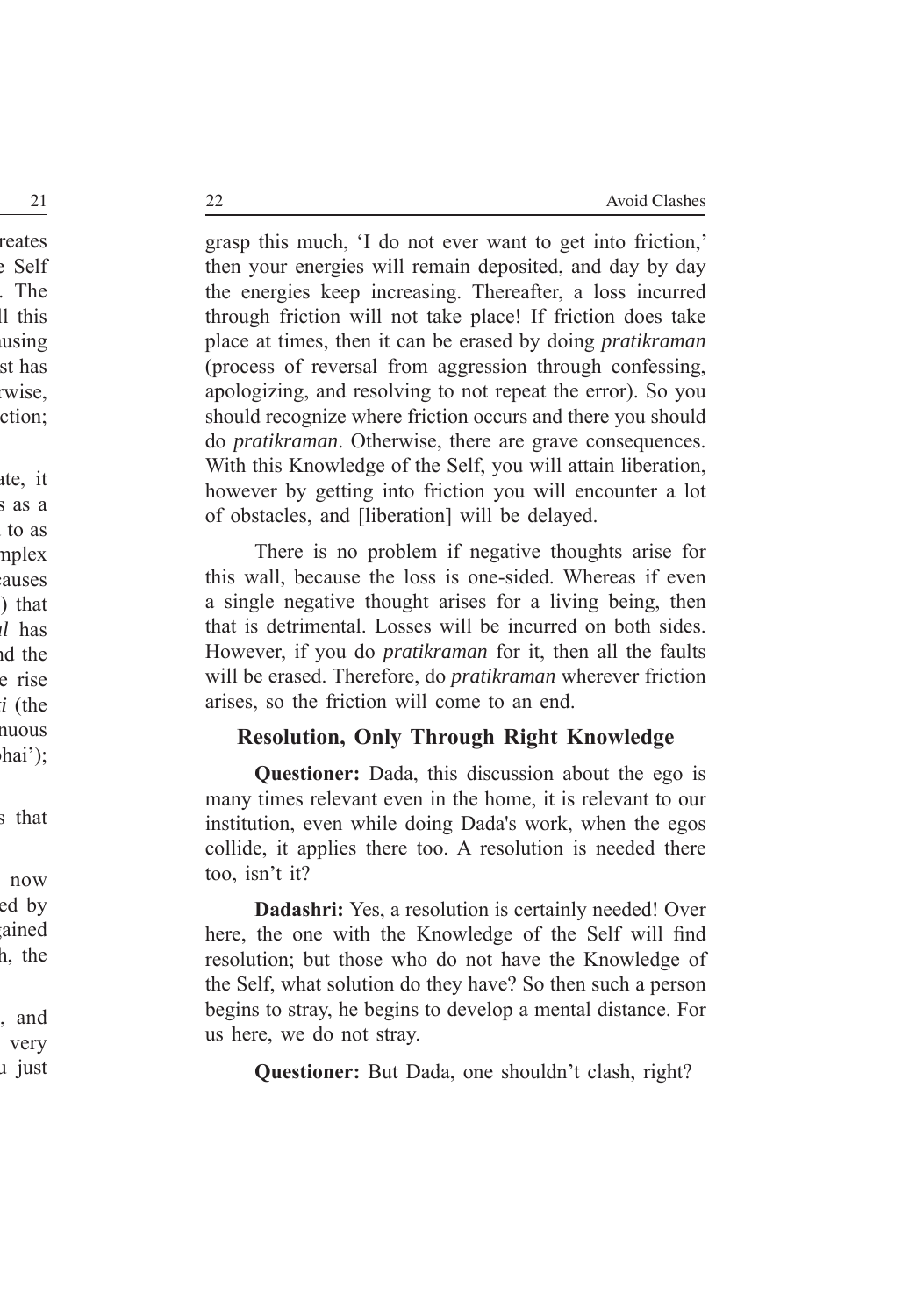grasp this much, 'I do not ever want to get into friction,' then your energies will remain deposited, and day by day the energies keep increasing. Thereafter, a loss incurred through friction will not take place! If friction does take place at times, then it can be erased by doing *pratikraman* (process of reversal from aggression through confessing, apologizing, and resolving to not repeat the error). So you should recognize where friction occurs and there you should do *pratikraman*. Otherwise, there are grave consequences. With this Knowledge of the Self, you will attain liberation, however by getting into friction you will encounter a lot of obstacles, and [liberation] will be delayed.

There is no problem if negative thoughts arise for this wall, because the loss is one-sided. Whereas if even a single negative thought arises for a living being, then that is detrimental. Losses will be incurred on both sides. However, if you do *pratikraman* for it, then all the faults will be erased. Therefore, do *pratikraman* wherever friction arises, so the friction will come to an end.

## Resolution, Only Through Right Knowledge

**Questioner:** Dada, this discussion about the ego is many times relevant even in the home, it is relevant to our institution, even while doing Dada's work, when the egos collide, it applies there too. A resolution is needed there too, isn't it?

**Dadashri:** Yes, a resolution is certainly needed! Over here, the one with the Knowledge of the Self will find resolution; but those who do not have the Knowledge of the Self, what solution do they have? So then such a person begins to stray, he begins to develop a mental distance. For us here, we do not stray.

**Questioner:** But Dada, one shouldn't clash, right?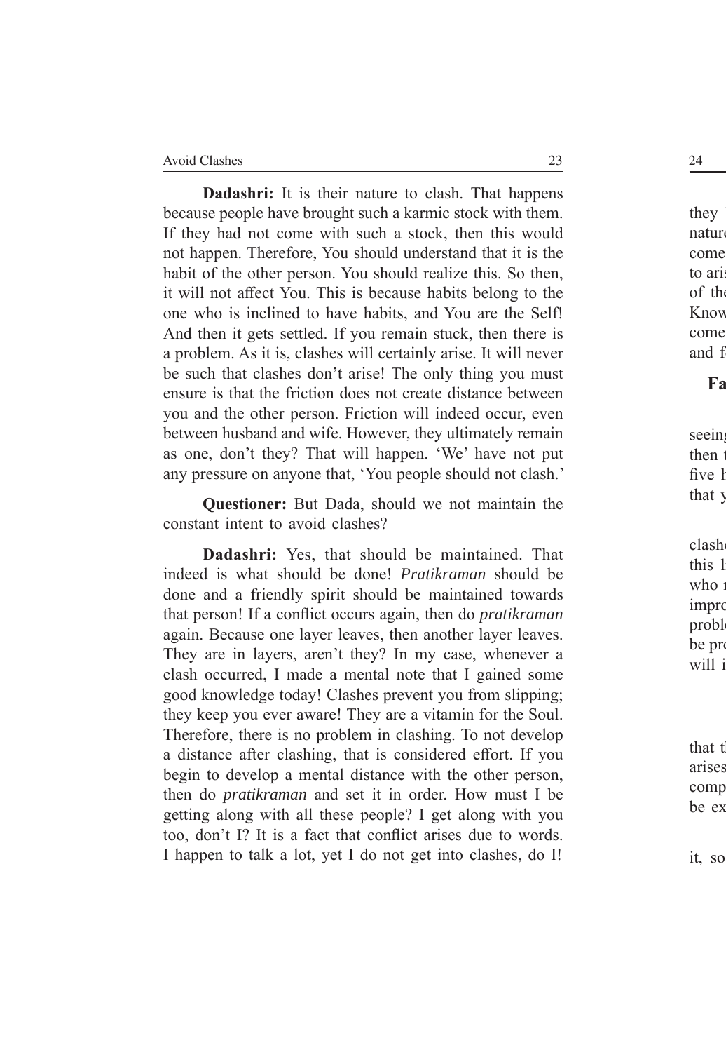**Dadashri:** It is their nature to clash. That happens because people have brought such a karmic stock with them. If they had not come with such a stock, then this would not happen. Therefore, You should understand that it is the habit of the other person. You should realize this. So then, it will not affect You. This is because habits belong to the one who is inclined to have habits, and You are the Self! And then it gets settled. If you remain stuck, then there is a problem. As it is, clashes will certainly arise. It will never be such that clashes don't arise! The only thing you must ensure is that the friction does not create distance between you and the other person. Friction will indeed occur, even between husband and wife. However, they ultimately remain as one, don't they? That will happen. 'We' have not put any pressure on anyone that, 'You people should not clash.'

**Questioner:** But Dada, should we not maintain the constant intent to avoid clashes?

**Dadashri:** Yes, that should be maintained. That indeed is what should be done! *Pratikraman* should be done and a friendly spirit should be maintained towards that person! If a conflict occurs again, then do *pratikraman* again. Because one layer leaves, then another layer leaves. They are in layers, aren't they? In my case, whenever a clash occurred, I made a mental note that I gained some good knowledge today! Clashes prevent you from slipping; they keep you ever aware! They are a vitamin for the Soul. Therefore, there is no problem in clashing. To not develop a distance after clashing, that is considered effort. If you begin to develop a mental distance with the other person, then do *pratikraman* and set it in order. How must I be getting along with all these people? I get along with you too, don't I? It is a fact that conflict arises due to words. I happen to talk a lot, yet I do not get into clashes, do I!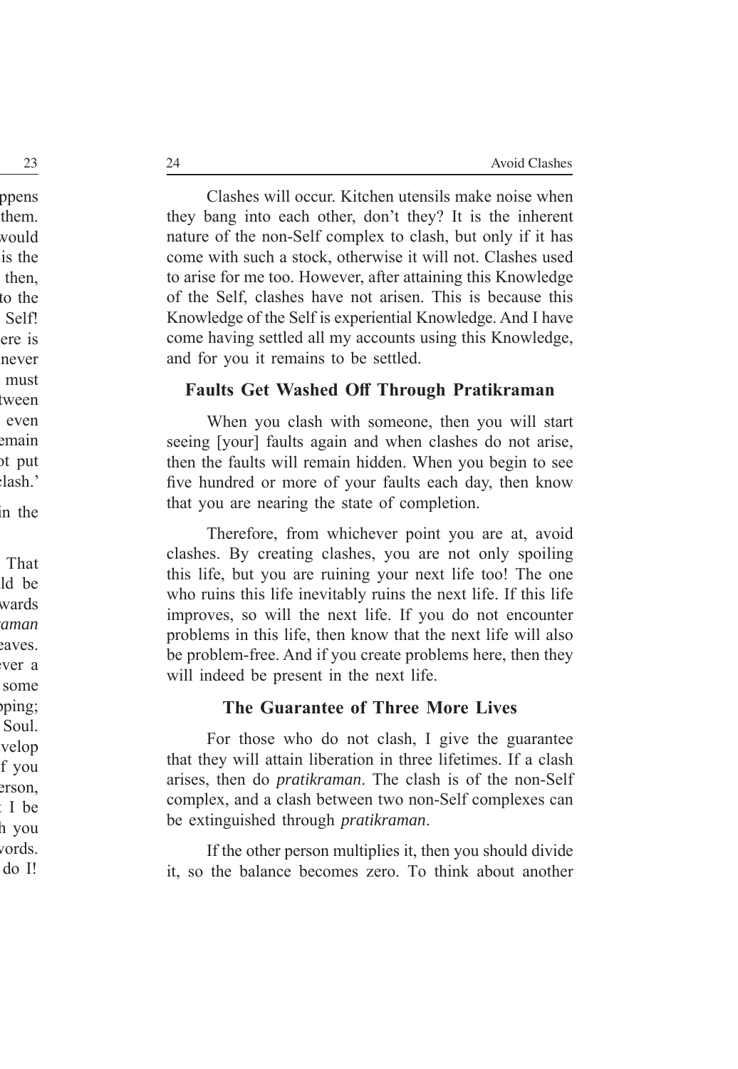Clashes will occur. Kitchen utensils make noise when they bang into each other, don't they? It is the inherent nature of the non-Self complex to clash, but only if it has come with such a stock, otherwise it will not. Clashes used to arise for me too. However, after attaining this Knowledge of the Self, clashes have not arisen. This is because this Knowledge of the Self is experiential Knowledge. And I have come having settled all my accounts using this Knowledge, and for you it remains to be settled.

## Faults Get Washed Off Through Pratikraman

When you clash with someone, then you will start seeing [your] faults again and when clashes do not arise, then the faults will remain hidden. When you begin to see five hundred or more of your faults each day, then know that you are nearing the state of completion.

Therefore, from whichever point you are at, avoid clashes. By creating clashes, you are not only spoiling this life, but you are ruining your next life too! The one who ruins this life inevitably ruins the next life. If this life improves, so will the next life. If you do not encounter problems in this life, then know that the next life will also be problem-free. And if you create problems here, then they will indeed be present in the next life.

## The Guarantee of Three More Lives

For those who do not clash, I give the guarantee that they will attain liberation in three lifetimes. If a clash arises, then do *pratikraman*. The clash is of the non-Self complex, and a clash between two non-Self complexes can be extinguished through *pratikraman*.

If the other person multiplies it, then you should divide it, so the balance becomes zero. To think about another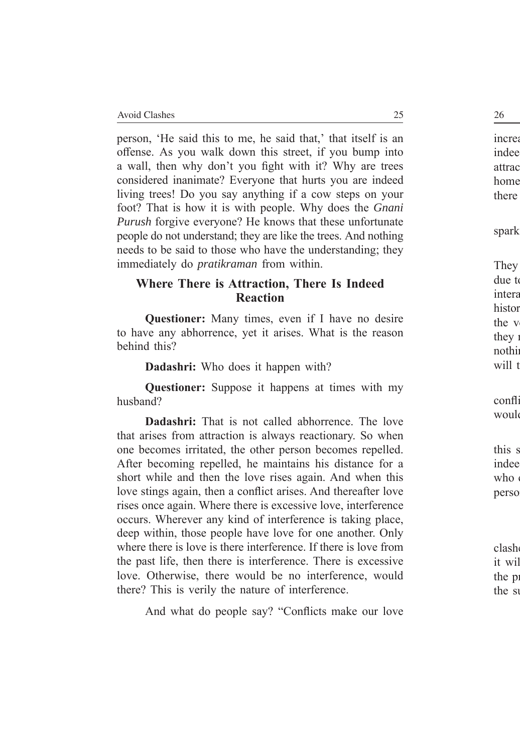person, 'He said this to me, he said that,' that itself is an offense. As you walk down this street, if you bump into a wall, then why don't you fight with it? Why are trees considered inanimate? Everyone that hurts you are indeed living trees! Do you say anything if a cow steps on your foot? That is how it is with people. Why does the *Gnani Purush* forgive everyone? He knows that these unfortunate people do not understand; they are like the trees. And nothing needs to be said to those who have the understanding; they immediately do *pratikraman* from within.

## Where There is Attraction, There Is Indeed Reaction

**Questioner:** Many times, even if I have no desire to have any abhorrence, yet it arises. What is the reason behind this?

**Dadashri:** Who does it happen with?

**Questioner:** Suppose it happens at times with my husband?

**Dadashri:** That is not called abhorrence. The love that arises from attraction is always reactionary. So when one becomes irritated, the other person becomes repelled. After becoming repelled, he maintains his distance for a short while and then the love rises again. And when this love stings again, then a conflict arises. And thereafter love rises once again. Where there is excessive love, interference occurs. Wherever any kind of interference is taking place, deep within, those people have love for one another. Only where there is love is there interference. If there is love from the past life, then there is interference. There is excessive love. Otherwise, there would be no interference, would there? This is verily the nature of interference.

And what do people say? "Conflicts make our love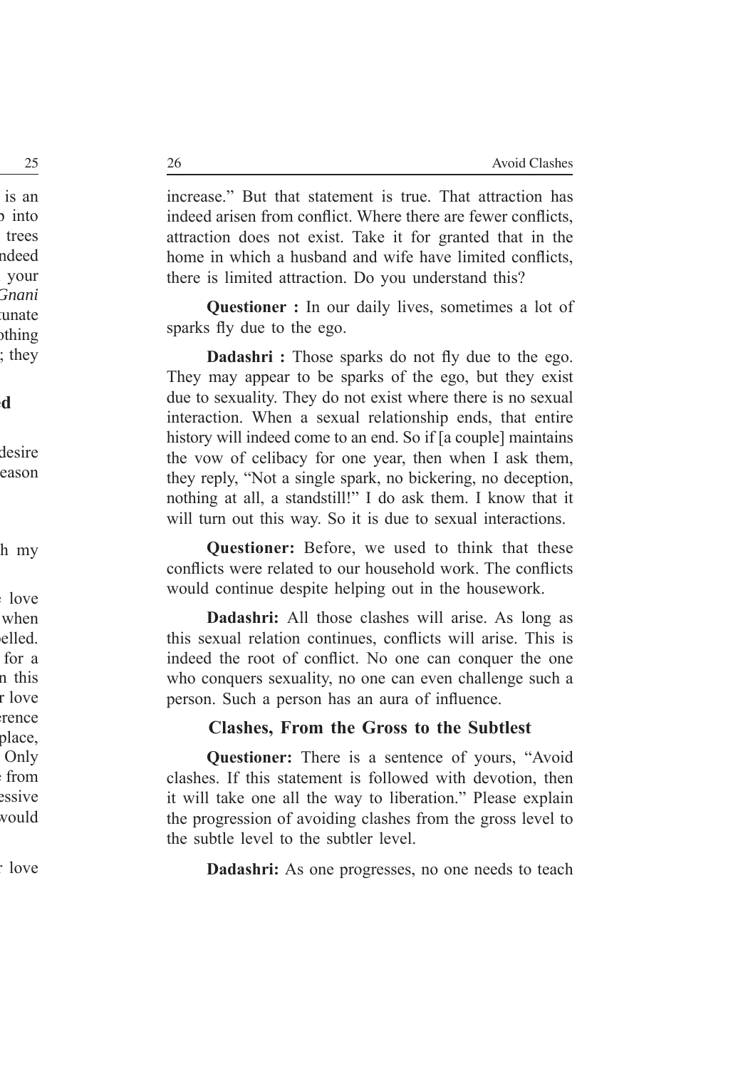increase." But that statement is true. That attraction has indeed arisen from conflict. Where there are fewer conflicts, attraction does not exist. Take it for granted that in the home in which a husband and wife have limited conflicts, there is limited attraction. Do you understand this?

**Questioner :** In our daily lives, sometimes a lot of sparks fly due to the ego.

**Dadashri :** Those sparks do not fly due to the ego. They may appear to be sparks of the ego, but they exist due to sexuality. They do not exist where there is no sexual interaction. When a sexual relationship ends, that entire history will indeed come to an end. So if [a couple] maintains the vow of celibacy for one year, then when I ask them, they reply, "Not a single spark, no bickering, no deception, nothing at all, a standstill!" I do ask them. I know that it will turn out this way. So it is due to sexual interactions.

**Questioner:** Before, we used to think that these conflicts were related to our household work. The conflicts would continue despite helping out in the housework.

**Dadashri:** All those clashes will arise. As long as this sexual relation continues, conflicts will arise. This is indeed the root of conflict. No one can conquer the one who conquers sexuality, no one can even challenge such a person. Such a person has an aura of influence.

## Clashes, From the Gross to the Subtlest

**Questioner:** There is a sentence of yours, "Avoid clashes. If this statement is followed with devotion, then it will take one all the way to liberation." Please explain the progression of avoiding clashes from the gross level to the subtle level to the subtler level.

**Dadashri:** As one progresses, no one needs to teach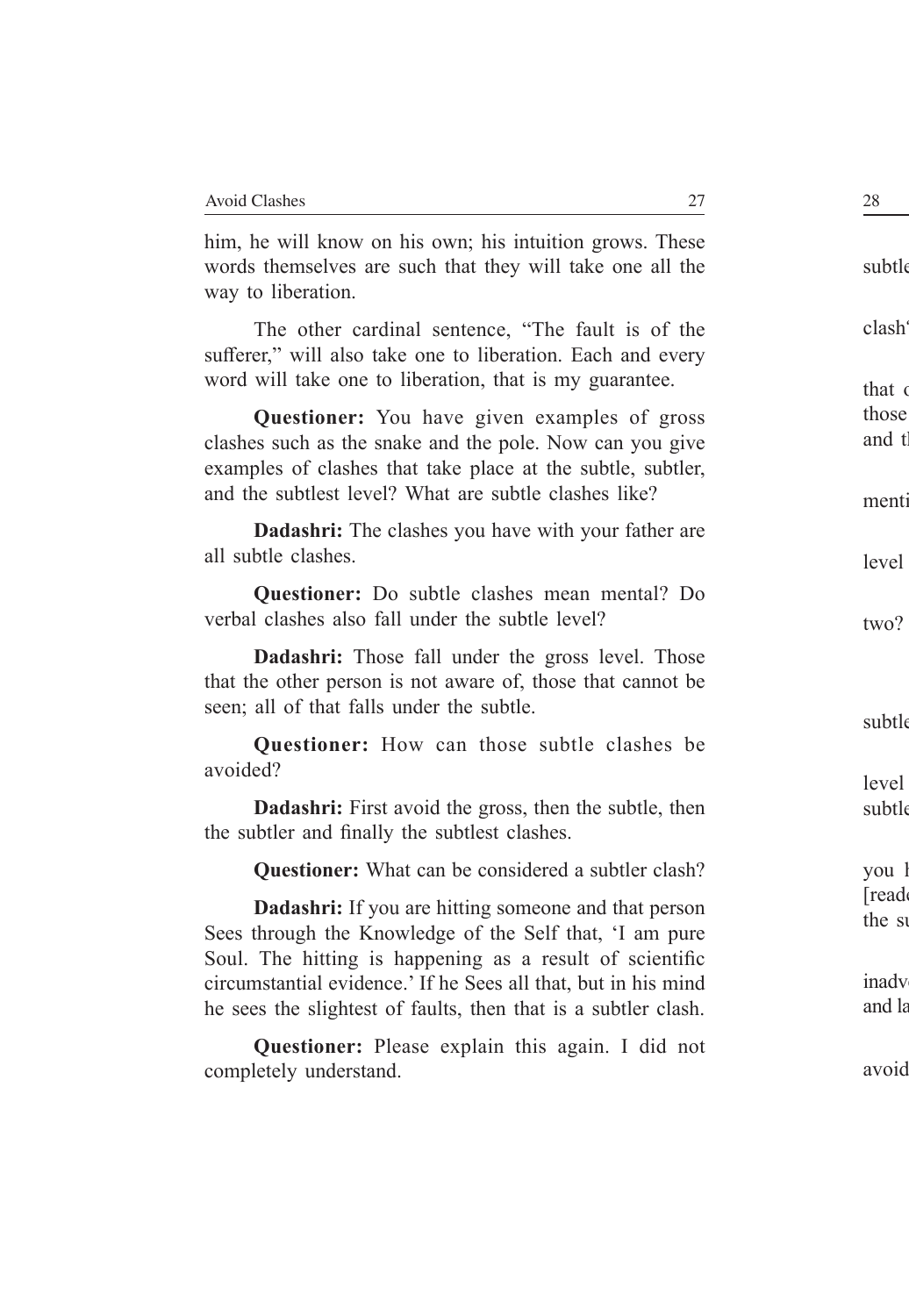him, he will know on his own; his intuition grows. These words themselves are such that they will take one all the way to liberation.

The other cardinal sentence, "The fault is of the sufferer," will also take one to liberation. Each and every word will take one to liberation, that is my guarantee.

**Questioner:** You have given examples of gross clashes such as the snake and the pole. Now can you give examples of clashes that take place at the subtle, subtler, and the subtlest level? What are subtle clashes like?

**Dadashri:** The clashes you have with your father are all subtle clashes.

**Questioner:** Do subtle clashes mean mental? Do verbal clashes also fall under the subtle level?

**Dadashri:** Those fall under the gross level. Those that the other person is not aware of, those that cannot be seen; all of that falls under the subtle.

**Questioner:** How can those subtle clashes be avoided?

**Dadashri:** First avoid the gross, then the subtle, then the subtler and finally the subtlest clashes.

**Questioner:** What can be considered a subtler clash?

**Dadashri:** If you are hitting someone and that person Sees through the Knowledge of the Self that, 'I am pure Soul. The hitting is happening as a result of scientific circumstantial evidence.' If he Sees all that, but in his mind he sees the slightest of faults, then that is a subtler clash.

**Questioner:** Please explain this again. I did not completely understand.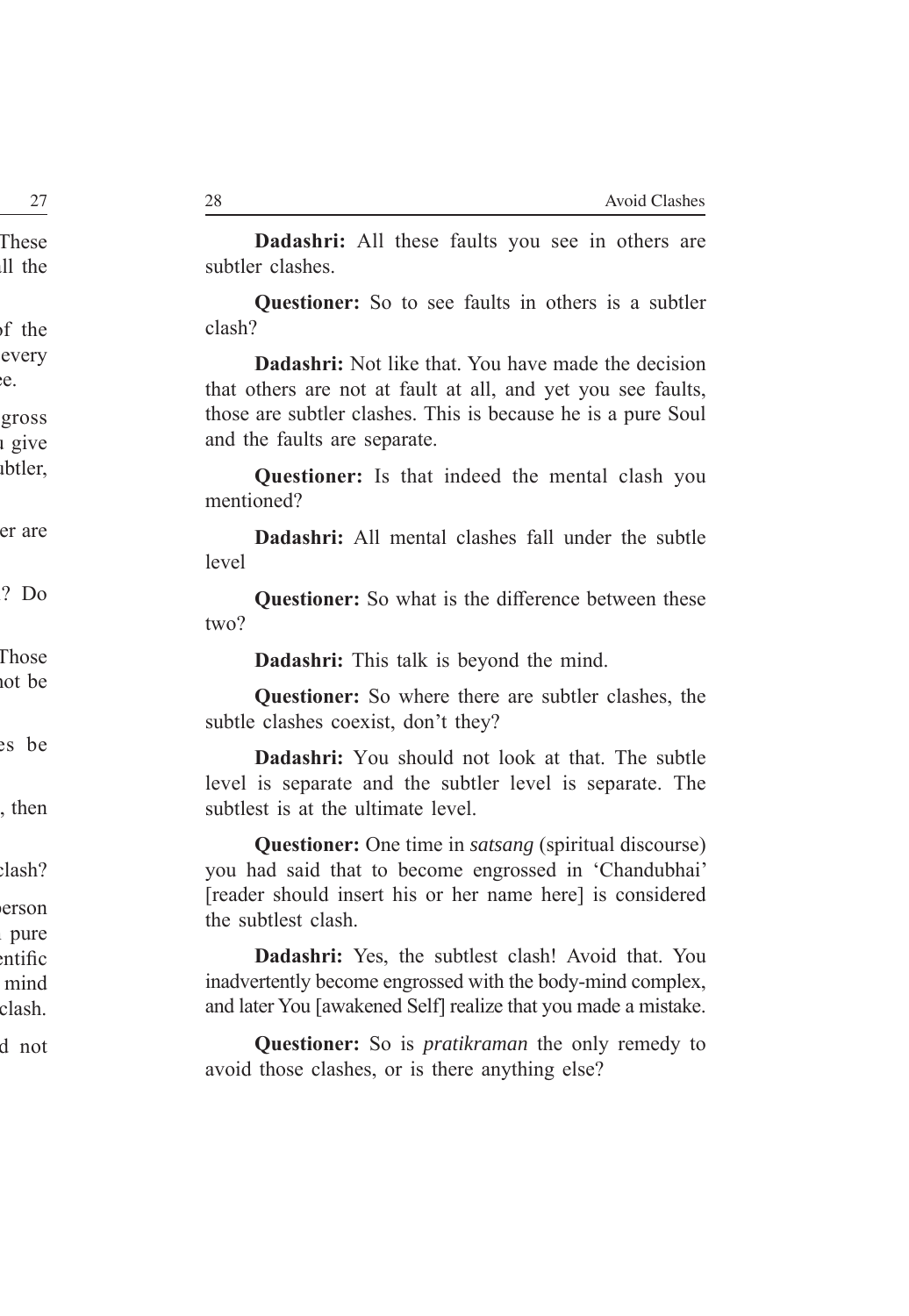**Dadashri:** All these faults you see in others are subtler clashes.

**Questioner:** So to see faults in others is a subtler clash?

**Dadashri:** Not like that. You have made the decision that others are not at fault at all, and yet you see faults, those are subtler clashes. This is because he is a pure Soul and the faults are separate.

**Questioner:** Is that indeed the mental clash you mentioned?

**Dadashri:** All mental clashes fall under the subtle level

**Questioner:** So what is the difference between these two?

**Dadashri:** This talk is beyond the mind.

**Questioner:** So where there are subtler clashes, the subtle clashes coexist, don't they?

**Dadashri:** You should not look at that. The subtle level is separate and the subtler level is separate. The subtlest is at the ultimate level.

**Questioner:** One time in *satsang* (spiritual discourse) you had said that to become engrossed in 'Chandubhai' [reader should insert his or her name here] is considered the subtlest clash.

**Dadashri:** Yes, the subtlest clash! Avoid that. You inadvertently become engrossed with the body-mind complex, and later You [awakened Self] realize that you made a mistake.

**Questioner:** So is *pratikraman* the only remedy to avoid those clashes, or is there anything else?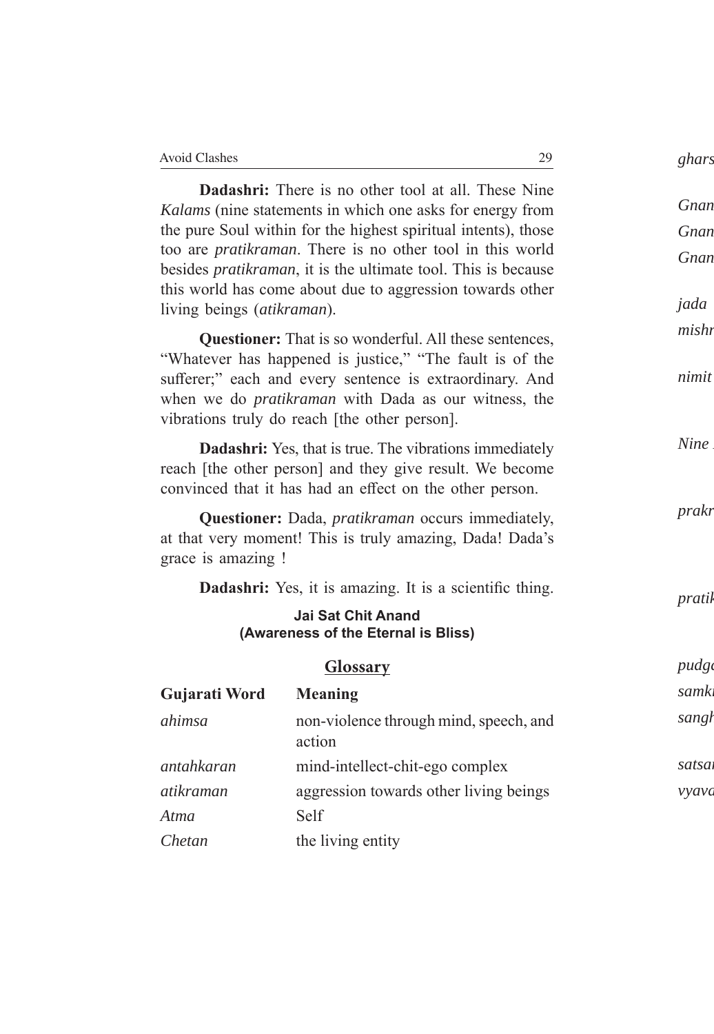**Dadashri:** There is no other tool at all. These Nine *Kalams* (nine statements in which one asks for energy from the pure Soul within for the highest spiritual intents), those too are *pratikraman*. There is no other tool in this world besides *pratikraman*, it is the ultimate tool. This is because this world has come about due to aggression towards other living beings (*atikraman*).

**Questioner:** That is so wonderful. All these sentences, "Whatever has happened is justice," "The fault is of the sufferer;" each and every sentence is extraordinary. And when we do *pratikraman* with Dada as our witness, the vibrations truly do reach [the other person].

**Dadashri:** Yes, that is true. The vibrations immediately reach [the other person] and they give result. We become convinced that it has had an effect on the other person.

**Questioner:** Dada, *pratikraman* occurs immediately, at that very moment! This is truly amazing, Dada! Dada's grace is amazing !

**Dadashri:** Yes, it is amazing. It is a scientific thing.

**Jai Sat Chit Anand**
**(Awareness of the Eternal is Bliss)**

## Glossary

| Gujarati Word | Meaning |
|---|---|
| *ahimsa* | non-violence through mind, speech, and action |
| *antahkaran* | mind-intellect-chit-ego complex |
| *atikraman* | aggression towards other living beings |
| *Atma* | Self |
| *Chetan* | the living entity |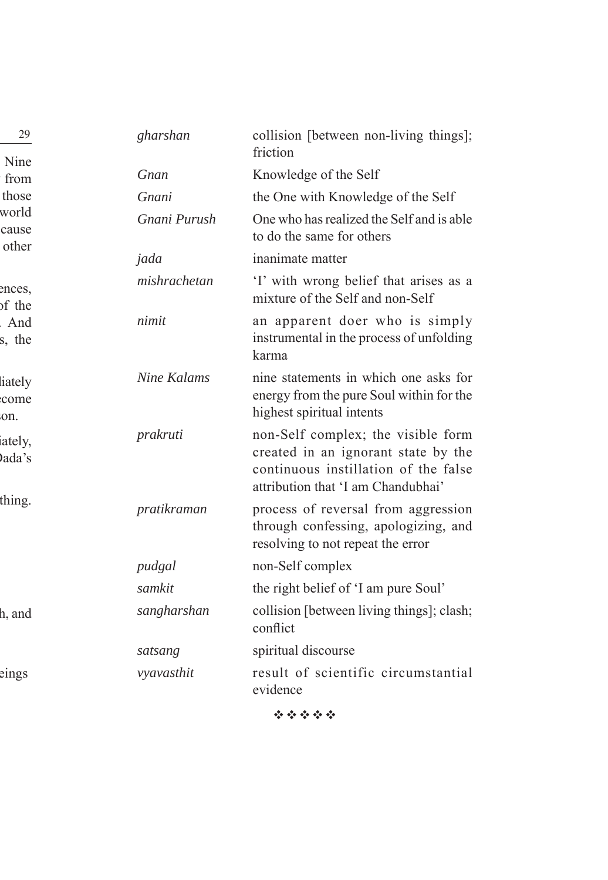| | |
|---|---|
| *gharshan* | collision [between non-living things]; friction |
| *Gnan* | Knowledge of the Self |
| *Gnani* | the One with Knowledge of the Self |
| *Gnani Purush* | One who has realized the Self and is able to do the same for others |
| *jada* | inanimate matter |
| *mishrachetan* | 'I' with wrong belief that arises as a mixture of the Self and non-Self |
| *nimit* | an apparent doer who is simply instrumental in the process of unfolding karma |
| *Nine Kalams* | nine statements in which one asks for energy from the pure Soul within for the highest spiritual intents |
| *prakruti* | non-Self complex; the visible form created in an ignorant state by the continuous instillation of the false attribution that 'I am Chandubhai' |
| *pratikraman* | process of reversal from aggression through confessing, apologizing, and resolving to not repeat the error |
| *pudgal* | non-Self complex |
| *samkit* | the right belief of 'I am pure Soul' |
| *sangharshan* | collision [between living things]; clash; conflict |
| *satsang* | spiritual discourse |
| *vyavasthit* | result of scientific circumstantial evidence |

❖ ❖ ❖ ❖ ❖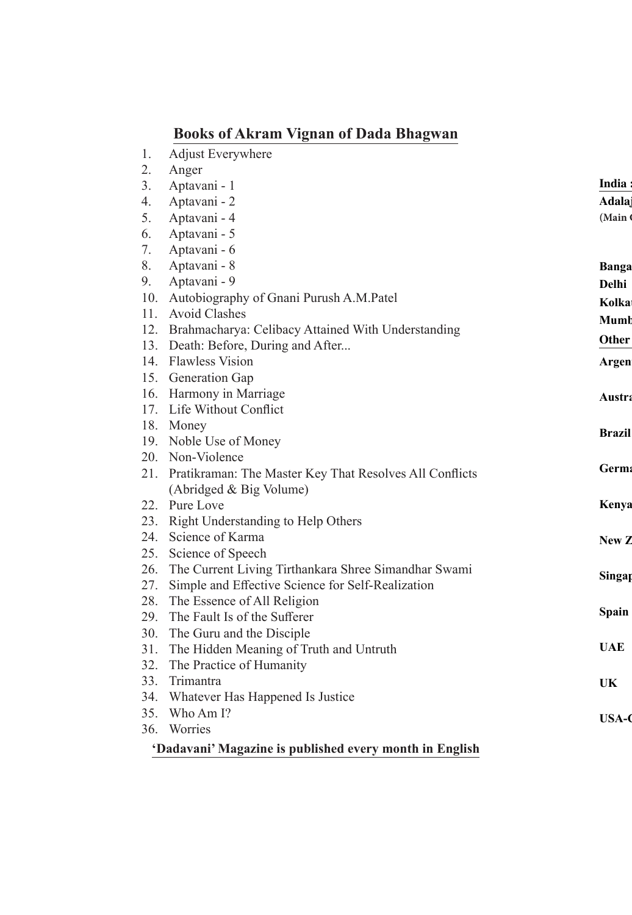## Books of Akram Vignan of Dada Bhagwan

1. Adjust Everywhere
2. Anger
3. Aptavani - 1
4. Aptavani - 2
5. Aptavani - 4
6. Aptavani - 5
7. Aptavani - 6
8. Aptavani - 8
9. Aptavani - 9
10. Autobiography of Gnani Purush A.M.Patel
11. Avoid Clashes
12. Brahmacharya: Celibacy Attained With Understanding
13. Death: Before, During and After...
14. Flawless Vision
15. Generation Gap
16. Harmony in Marriage
17. Life Without Conflict
18. Money
19. Noble Use of Money
20. Non-Violence
21. Pratikraman: The Master Key That Resolves All Conflicts (Abridged & Big Volume)
22. Pure Love
23. Right Understanding to Help Others
24. Science of Karma
25. Science of Speech
26. The Current Living Tirthankara Shree Simandhar Swami
27. Simple and Effective Science for Self-Realization
28. The Essence of All Religion
29. The Fault Is of the Sufferer
30. The Guru and the Disciple
31. The Hidden Meaning of Truth and Untruth
32. The Practice of Humanity
33. Trimantra
34. Whatever Has Happened Is Justice
35. Who Am I?
36. Worries

**'Dadavani' Magazine is published every month in English**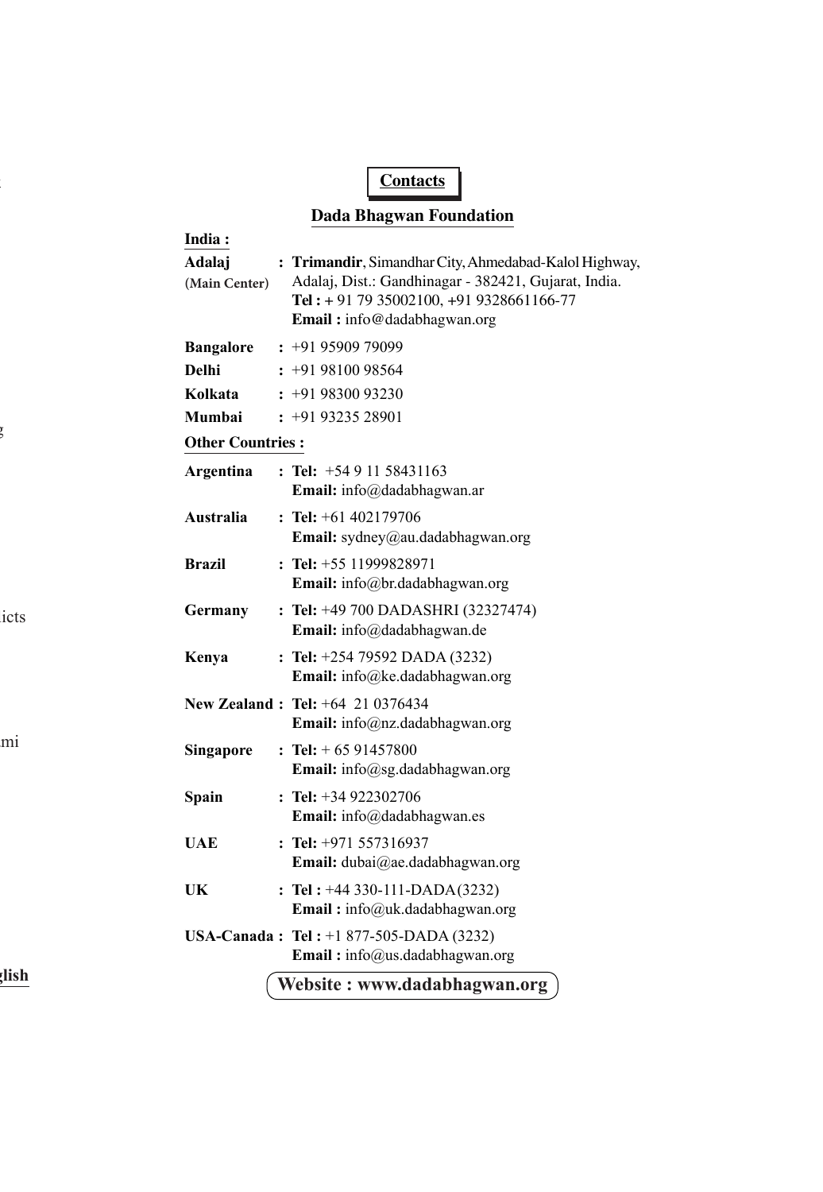## Contacts

### Dada Bhagwan Foundation

**India :**

**Adalaj (Main Center)** : **Trimandir**, Simandhar City, Ahmedabad-Kalol Highway, Adalaj, Dist.: Gandhinagar - 382421, Gujarat, India.
**Tel :** + 91 79 35002100, +91 9328661166-77
**Email :** info@dadabhagwan.org

**Bangalore** : +91 95909 79099

**Delhi** : +91 98100 98564

**Kolkata** : +91 98300 93230

**Mumbai** : +91 93235 28901

**Other Countries :**

**Argentina** : **Tel:** +54 9 11 58431163
**Email:** info@dadabhagwan.ar

**Australia** : **Tel:** +61 402179706
**Email:** sydney@au.dadabhagwan.org

**Brazil** : **Tel:** +55 11999828971
**Email:** info@br.dadabhagwan.org

**Germany** : **Tel:** +49 700 DADASHRI (32327474)
**Email:** info@dadabhagwan.de

**Kenya** : **Tel:** +254 79592 DADA (3232)
**Email:** info@ke.dadabhagwan.org

**New Zealand** : **Tel:** +64 21 0376434
**Email:** info@nz.dadabhagwan.org

**Singapore** : **Tel:** + 65 91457800
**Email:** info@sg.dadabhagwan.org

**Spain** : **Tel:** +34 922302706
**Email:** info@dadabhagwan.es

**UAE** : **Tel:** +971 557316937
**Email:** dubai@ae.dadabhagwan.org

**UK** : **Tel :** +44 330-111-DADA(3232)
**Email :** info@uk.dadabhagwan.org

**USA-Canada** : **Tel :** +1 877-505-DADA (3232)
**Email :** info@us.dadabhagwan.org

**Website : www.dadabhagwan.org**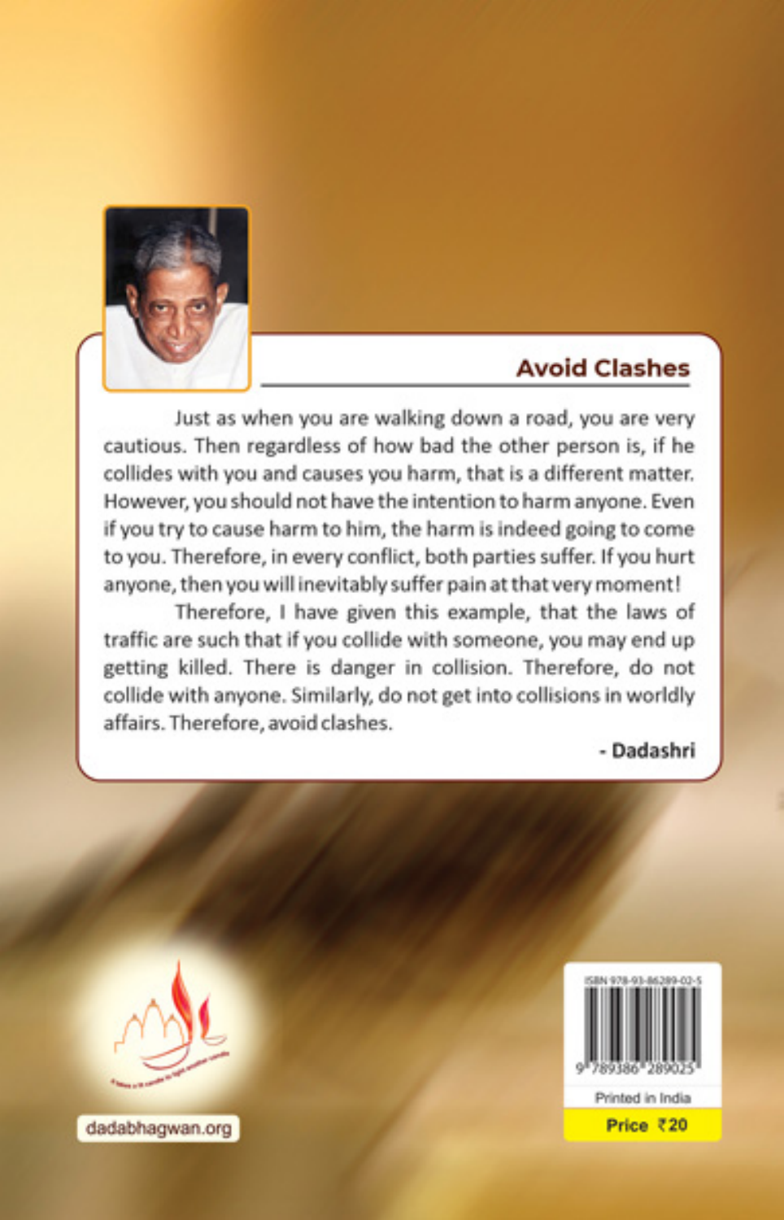## Avoid Clashes

Just as when you are walking down a road, you are very cautious. Then regardless of how bad the other person is, if he collides with you and causes you harm, that is a different matter. However, you should not have the intention to harm anyone. Even if you try to cause harm to him, the harm is indeed going to come to you. Therefore, in every conflict, both parties suffer. If you hurt anyone, then you will inevitably suffer pain at that very moment!

Therefore, I have given this example, that the laws of traffic are such that if you collide with someone, you may end up getting killed. There is danger in collision. Therefore, do not collide with anyone. Similarly, do not get into collisions in worldly affairs. Therefore, avoid clashes.

**- Dadashri**

dadabhagwan.org

ISBN 978-93-86289-02-5

Printed in India

**Price ₹20**